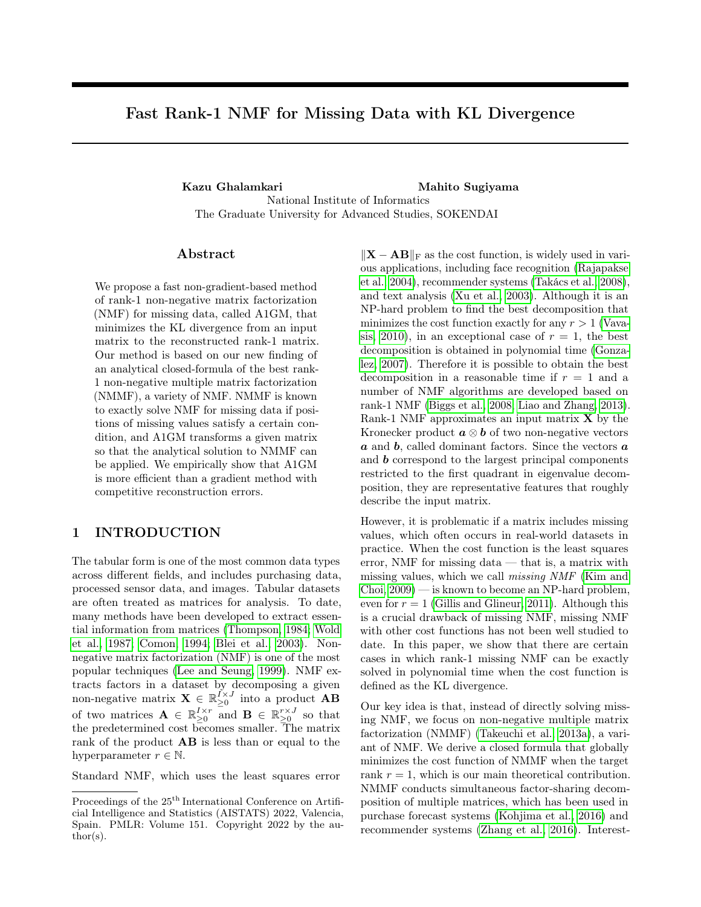# Fast Rank-1 NMF for Missing Data with KL Divergence

**Kazu Ghalamkari** **Mahito Sugiyama**
National Institute of Informatics
The Graduate University for Advanced Studies, SOKENDAI

## Abstract

We propose a fast non-gradient-based method of rank-1 non-negative matrix factorization (NMF) for missing data, called A1GM, that minimizes the KL divergence from an input matrix to the reconstructed rank-1 matrix. Our method is based on our new finding of an analytical closed-formula of the best rank-1 non-negative multiple matrix factorization (NMMF), a variety of NMF. NMMF is known to exactly solve NMF for missing data if positions of missing values satisfy a certain condition, and A1GM transforms a given matrix so that the analytical solution to NMMF can be applied. We empirically show that A1GM is more efficient than a gradient method with competitive reconstruction errors.

## 1 INTRODUCTION

The tabular form is one of the most common data types across different fields, and includes purchasing data, processed sensor data, and images. Tabular datasets are often treated as matrices for analysis. To date, many methods have been developed to extract essential information from matrices (Thompson, 1984; Wold et al., 1987; Comon, 1994; Blei et al., 2003). Non-negative matrix factorization (NMF) is one of the most popular techniques (Lee and Seung, 1999). NMF extracts factors in a dataset by decomposing a given non-negative matrix $\mathbf{X} \in \mathbb{R}_{\geq 0}^{I \times J}$ into a product $\mathbf{AB}$ of two matrices $\mathbf{A} \in \mathbb{R}_{\geq 0}^{I \times r}$ and $\mathbf{B} \in \mathbb{R}_{\geq 0}^{r \times J}$ so that the predetermined cost becomes smaller. The matrix rank of the product $\mathbf{AB}$ is less than or equal to the hyperparameter $r \in \mathbb{N}$.

Standard NMF, which uses the least squares error $\|\mathbf{X} - \mathbf{AB}\|_{\mathrm{F}}$ as the cost function, is widely used in various applications, including face recognition (Rajapakse et al., 2004), recommender systems (Takács et al., 2008), and text analysis (Xu et al., 2003). Although it is an NP-hard problem to find the best decomposition that minimizes the cost function exactly for any $r > 1$ (Vavasis, 2010), in an exceptional case of $r = 1$, the best decomposition is obtained in polynomial time (Gonzalez, 2007). Therefore it is possible to obtain the best decomposition in a reasonable time if $r = 1$ and a number of NMF algorithms are developed based on rank-1 NMF (Biggs et al., 2008; Liao and Zhang, 2013). Rank-1 NMF approximates an input matrix $\mathbf{X}$ by the Kronecker product $\boldsymbol{a} \otimes \boldsymbol{b}$ of two non-negative vectors $\boldsymbol{a}$ and $\boldsymbol{b}$, called dominant factors. Since the vectors $\boldsymbol{a}$ and $\boldsymbol{b}$ correspond to the largest principal components restricted to the first quadrant in eigenvalue decomposition, they are representative features that roughly describe the input matrix.

However, it is problematic if a matrix includes missing values, which often occurs in real-world datasets in practice. When the cost function is the least squares error, NMF for missing data — that is, a matrix with missing values, which we call *missing NMF* (Kim and Choi, 2009) — is known to become an NP-hard problem, even for $r = 1$ (Gillis and Glineur, 2011). Although this is a crucial drawback of missing NMF, missing NMF with other cost functions has not been well studied to date. In this paper, we show that there are certain cases in which rank-1 missing NMF can be exactly solved in polynomial time when the cost function is defined as the KL divergence.

Our key idea is that, instead of directly solving missing NMF, we focus on non-negative multiple matrix factorization (NMMF) (Takeuchi et al., 2013a), a variant of NMF. We derive a closed formula that globally minimizes the cost function of NMMF when the target rank $r = 1$, which is our main theoretical contribution. NMMF conducts simultaneous factor-sharing decomposition of multiple matrices, which has been used in purchase forecast systems (Kohjima et al., 2016) and recommender systems (Zhang et al., 2016). Interest-

Proceedings of the 25th International Conference on Artificial Intelligence and Statistics (AISTATS) 2022, Valencia, Spain. PMLR: Volume 151. Copyright 2022 by the author(s).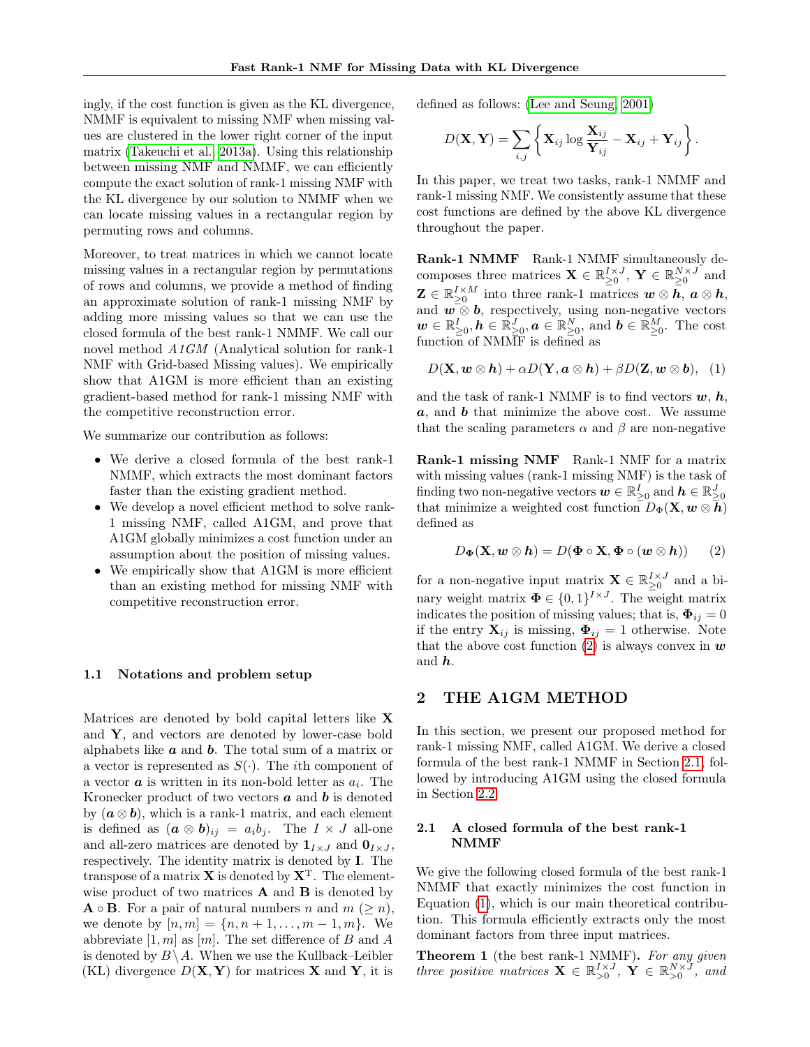ingly, if the cost function is given as the KL divergence, NMMF is equivalent to missing NMF when missing values are clustered in the lower right corner of the input matrix (Takeuchi et al., 2013a). Using this relationship between missing NMF and NMMF, we can efficiently compute the exact solution of rank-1 missing NMF with the KL divergence by our solution to NMMF when we can locate missing values in a rectangular region by permuting rows and columns.

Moreover, to treat matrices in which we cannot locate missing values in a rectangular region by permutations of rows and columns, we provide a method of finding an approximate solution of rank-1 missing NMF by adding more missing values so that we can use the closed formula of the best rank-1 NMMF. We call our novel method *A1GM* (Analytical solution for rank-1 NMF with Grid-based Missing values). We empirically show that A1GM is more efficient than an existing gradient-based method for rank-1 missing NMF with the competitive reconstruction error.

We summarize our contribution as follows:

- We derive a closed formula of the best rank-1 NMMF, which extracts the most dominant factors faster than the existing gradient method.
- We develop a novel efficient method to solve rank-1 missing NMF, called A1GM, and prove that A1GM globally minimizes a cost function under an assumption about the position of missing values.
- We empirically show that A1GM is more efficient than an existing method for missing NMF with competitive reconstruction error.

### 1.1 Notations and problem setup

Matrices are denoted by bold capital letters like $\mathbf{X}$ and $\mathbf{Y}$, and vectors are denoted by lower-case bold alphabets like $\boldsymbol{a}$ and $\boldsymbol{b}$. The total sum of a matrix or a vector is represented as $S(\cdot)$. The $i$th component of a vector $\boldsymbol{a}$ is written in its non-bold letter as $a_i$. The Kronecker product of two vectors $\boldsymbol{a}$ and $\boldsymbol{b}$ is denoted by $(\boldsymbol{a} \otimes \boldsymbol{b})$, which is a rank-1 matrix, and each element is defined as $(\boldsymbol{a} \otimes \boldsymbol{b})_{ij} = a_i b_j$. The $I \times J$ all-one and all-zero matrices are denoted by $\mathbf{1}_{I \times J}$ and $\mathbf{0}_{I \times J}$, respectively. The identity matrix is denoted by $\mathbf{I}$. The transpose of a matrix $\mathbf{X}$ is denoted by $\mathbf{X}^{\mathrm{T}}$. The element-wise product of two matrices $\mathbf{A}$ and $\mathbf{B}$ is denoted by $\mathbf{A} \circ \mathbf{B}$. For a pair of natural numbers $n$ and $m$ $(\geq n)$, we denote by $[n, m] = \{n, n+1, \ldots, m-1, m\}$. We abbreviate $[1, m]$ as $[m]$. The set difference of $B$ and $A$ is denoted by $B \setminus A$. When we use the Kullback–Leibler (KL) divergence $D(\mathbf{X}, \mathbf{Y})$ for matrices $\mathbf{X}$ and $\mathbf{Y}$, it is defined as follows: (Lee and Seung, 2001)

$$D(\mathbf{X}, \mathbf{Y}) = \sum_{i,j} \left\{ \mathbf{X}_{ij} \log \frac{\mathbf{X}_{ij}}{\mathbf{Y}_{ij}} - \mathbf{X}_{ij} + \mathbf{Y}_{ij} \right\}.$$

In this paper, we treat two tasks, rank-1 NMMF and rank-1 missing NMF. We consistently assume that these cost functions are defined by the above KL divergence throughout the paper.

**Rank-1 NMMF** Rank-1 NMMF simultaneously decomposes three matrices $\mathbf{X} \in \mathbb{R}_{\geq 0}^{I \times J}$, $\mathbf{Y} \in \mathbb{R}_{\geq 0}^{N \times J}$ and $\mathbf{Z} \in \mathbb{R}_{\geq 0}^{I \times M}$ into three rank-1 matrices $\boldsymbol{w} \otimes \boldsymbol{h}$, $\boldsymbol{a} \otimes \boldsymbol{h}$, and $\boldsymbol{w} \otimes \boldsymbol{b}$, respectively, using non-negative vectors $\boldsymbol{w} \in \mathbb{R}_{\geq 0}^{I}, \boldsymbol{h} \in \mathbb{R}_{\geq 0}^{J}, \boldsymbol{a} \in \mathbb{R}_{\geq 0}^{N}$, and $\boldsymbol{b} \in \mathbb{R}_{\geq 0}^{M}$. The cost function of NMMF is defined as

$$D(\mathbf{X}, \boldsymbol{w} \otimes \boldsymbol{h}) + \alpha D(\mathbf{Y}, \boldsymbol{a} \otimes \boldsymbol{h}) + \beta D(\mathbf{Z}, \boldsymbol{w} \otimes \boldsymbol{b}), \quad (1)$$

and the task of rank-1 NMMF is to find vectors $\boldsymbol{w}$, $\boldsymbol{h}$, $\boldsymbol{a}$, and $\boldsymbol{b}$ that minimize the above cost. We assume that the scaling parameters $\alpha$ and $\beta$ are non-negative

**Rank-1 missing NMF** Rank-1 NMF for a matrix with missing values (rank-1 missing NMF) is the task of finding two non-negative vectors $\boldsymbol{w} \in \mathbb{R}_{\geq 0}^{I}$ and $\boldsymbol{h} \in \mathbb{R}_{\geq 0}^{J}$ that minimize a weighted cost function $D_{\Phi}(\mathbf{X}, \boldsymbol{w} \otimes \boldsymbol{h})$ defined as

$$D_{\mathbf{\Phi}}(\mathbf{X}, \boldsymbol{w} \otimes \boldsymbol{h}) = D(\mathbf{\Phi} \circ \mathbf{X}, \mathbf{\Phi} \circ (\boldsymbol{w} \otimes \boldsymbol{h})) \quad (2)$$

for a non-negative input matrix $\mathbf{X} \in \mathbb{R}_{\geq 0}^{I \times J}$ and a binary weight matrix $\mathbf{\Phi} \in \{0, 1\}^{I \times J}$. The weight matrix indicates the position of missing values; that is, $\mathbf{\Phi}_{ij} = 0$ if the entry $\mathbf{X}_{ij}$ is missing, $\mathbf{\Phi}_{ij} = 1$ otherwise. Note that the above cost function (2) is always convex in $\boldsymbol{w}$ and $\boldsymbol{h}$.

## 2 THE A1GM METHOD

In this section, we present our proposed method for rank-1 missing NMF, called A1GM. We derive a closed formula of the best rank-1 NMMF in Section 2.1, followed by introducing A1GM using the closed formula in Section 2.2.

### 2.1 A closed formula of the best rank-1 NMMF

We give the following closed formula of the best rank-1 NMMF that exactly minimizes the cost function in Equation (1), which is our main theoretical contribution. This formula efficiently extracts only the most dominant factors from three input matrices.

**Theorem 1** (the best rank-1 NMMF). *For any given three positive matrices $\mathbf{X} \in \mathbb{R}_{>0}^{I \times J}$, $\mathbf{Y} \in \mathbb{R}_{>0}^{N \times J}$, and*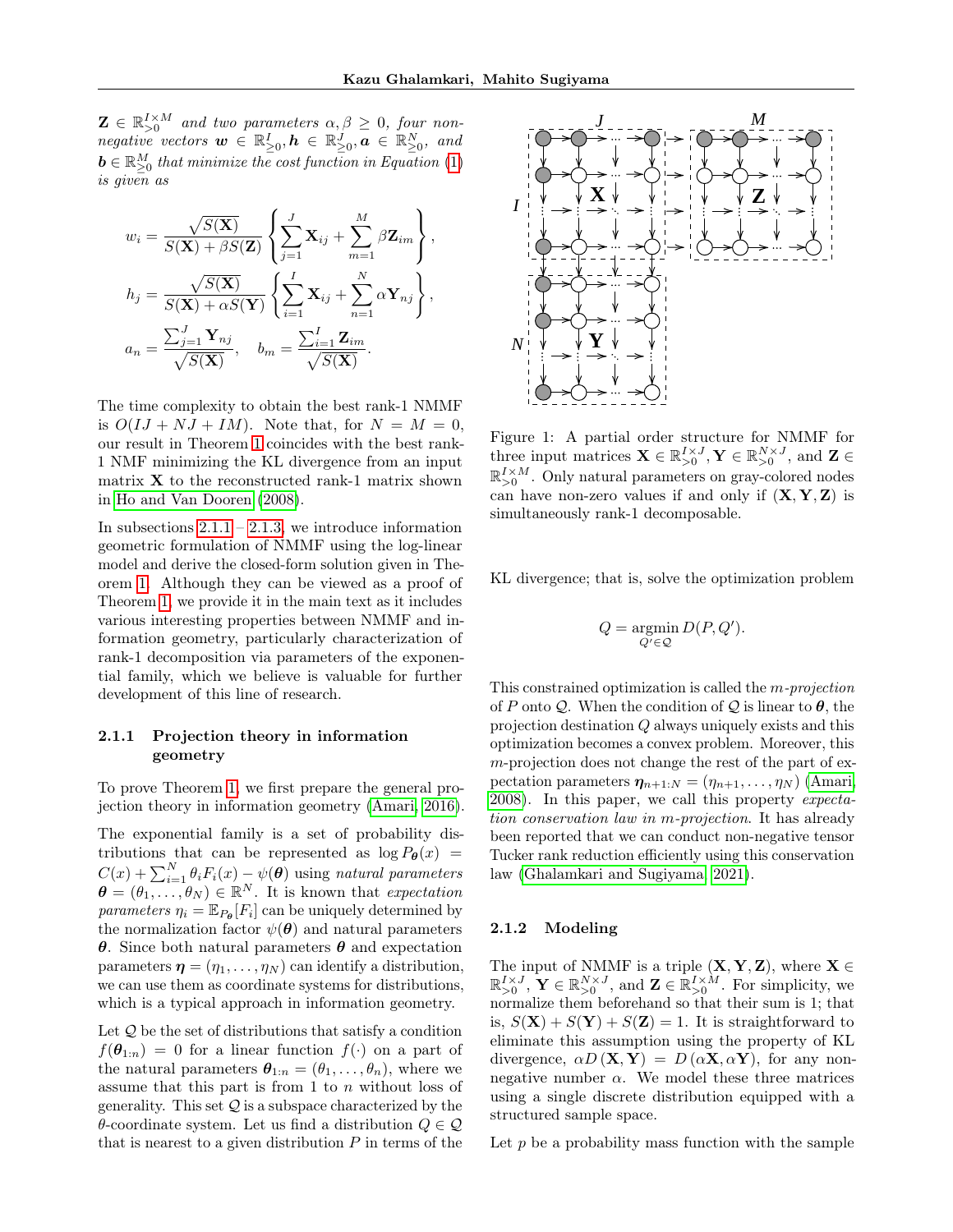$\mathbf{Z} \in \mathbb{R}_{>0}^{I\times M}$ *and two parameters* $\alpha, \beta \geq 0$*, four non-negative vectors* $\boldsymbol{w} \in \mathbb{R}_{\geq 0}^{I}, \boldsymbol{h} \in \mathbb{R}_{\geq 0}^{J}, \boldsymbol{a} \in \mathbb{R}_{\geq 0}^{N}$*, and* $\boldsymbol{b} \in \mathbb{R}_{\geq 0}^{M}$ *that minimize the cost function in Equation (1) is given as*

$$
w_i = \frac{\sqrt{S(\mathbf{X})}}{S(\mathbf{X}) + \beta S(\mathbf{Z})} \left\{ \sum_{j=1}^{J} \mathbf{X}_{ij} + \sum_{m=1}^{M} \beta \mathbf{Z}_{im} \right\},
$$

$$
h_j = \frac{\sqrt{S(\mathbf{X})}}{S(\mathbf{X}) + \alpha S(\mathbf{Y})} \left\{ \sum_{i=1}^{I} \mathbf{X}_{ij} + \sum_{n=1}^{N} \alpha \mathbf{Y}_{nj} \right\},
$$

$$
a_n = \frac{\sum_{j=1}^{J} \mathbf{Y}_{nj}}{\sqrt{S(\mathbf{X})}}, \quad b_m = \frac{\sum_{i=1}^{I} \mathbf{Z}_{im}}{\sqrt{S(\mathbf{X})}}.
$$

The time complexity to obtain the best rank-1 NMMF is $O(IJ + NJ + IM)$. Note that, for $N = M = 0$, our result in Theorem 1 coincides with the best rank-1 NMF minimizing the KL divergence from an input matrix $\mathbf{X}$ to the reconstructed rank-1 matrix shown in Ho and Van Dooren (2008).

In subsections 2.1.1 – 2.1.3, we introduce information geometric formulation of NMMF using the log-linear model and derive the closed-form solution given in Theorem 1. Although they can be viewed as a proof of Theorem 1, we provide it in the main text as it includes various interesting properties between NMMF and information geometry, particularly characterization of rank-1 decomposition via parameters of the exponential family, which we believe is valuable for further development of this line of research.

#### 2.1.1 Projection theory in information geometry

To prove Theorem 1, we first prepare the general projection theory in information geometry (Amari, 2016).

The exponential family is a set of probability distributions that can be represented as $\log P_{\boldsymbol{\theta}}(x) = C(x) + \sum_{i=1}^{N} \theta_i F_i(x) - \psi(\boldsymbol{\theta})$ using *natural parameters* $\boldsymbol{\theta} = (\theta_1, \dots, \theta_N) \in \mathbb{R}^N$. It is known that *expectation parameters* $\eta_i = \mathbb{E}_{P_{\boldsymbol{\theta}}}[F_i]$ can be uniquely determined by the normalization factor $\psi(\boldsymbol{\theta})$ and natural parameters $\boldsymbol{\theta}$. Since both natural parameters $\boldsymbol{\theta}$ and expectation parameters $\boldsymbol{\eta} = (\eta_1, \dots, \eta_N)$ can identify a distribution, we can use them as coordinate systems for distributions, which is a typical approach in information geometry.

Let $\mathcal{Q}$ be the set of distributions that satisfy a condition $f(\boldsymbol{\theta}_{1:n}) = 0$ for a linear function $f(\cdot)$ on a part of the natural parameters $\boldsymbol{\theta}_{1:n} = (\theta_1, \dots, \theta_n)$, where we assume that this part is from 1 to $n$ without loss of generality. This set $\mathcal{Q}$ is a subspace characterized by the $\theta$-coordinate system. Let us find a distribution $Q \in \mathcal{Q}$ that is nearest to a given distribution $P$ in terms of the KL divergence; that is, solve the optimization problem

$$
Q = \operatorname*{argmin}_{Q' \in \mathcal{Q}} D(P, Q').
$$

This constrained optimization is called the *m-projection* of $P$ onto $\mathcal{Q}$. When the condition of $\mathcal{Q}$ is linear to $\boldsymbol{\theta}$, the projection destination $Q$ always uniquely exists and this optimization becomes a convex problem. Moreover, this $m$-projection does not change the rest of the part of expectation parameters $\boldsymbol{\eta}_{n+1:N} = (\eta_{n+1}, \dots, \eta_N)$ (Amari, 2008). In this paper, we call this property *expectation conservation law in m-projection*. It has already been reported that we can conduct non-negative tensor Tucker rank reduction efficiently using this conservation law (Ghalamkari and Sugiyama, 2021).

Figure 1: A partial order structure for NMMF for three input matrices $\mathbf{X} \in \mathbb{R}_{>0}^{I\times J}, \mathbf{Y} \in \mathbb{R}_{>0}^{N\times J}$, and $\mathbf{Z} \in \mathbb{R}_{>0}^{I\times M}$. Only natural parameters on gray-colored nodes can have non-zero values if and only if $(\mathbf{X}, \mathbf{Y}, \mathbf{Z})$ is simultaneously rank-1 decomposable.

#### 2.1.2 Modeling

The input of NMMF is a triple $(\mathbf{X}, \mathbf{Y}, \mathbf{Z})$, where $\mathbf{X} \in \mathbb{R}_{>0}^{I\times J}$, $\mathbf{Y} \in \mathbb{R}_{>0}^{N\times J}$, and $\mathbf{Z} \in \mathbb{R}_{>0}^{I\times M}$. For simplicity, we normalize them beforehand so that their sum is 1; that is, $S(\mathbf{X}) + S(\mathbf{Y}) + S(\mathbf{Z}) = 1$. It is straightforward to eliminate this assumption using the property of KL divergence, $\alpha D(\mathbf{X}, \mathbf{Y}) = D(\alpha\mathbf{X}, \alpha\mathbf{Y})$, for any non-negative number $\alpha$. We model these three matrices using a single discrete distribution equipped with a structured sample space.

Let $p$ be a probability mass function with the sample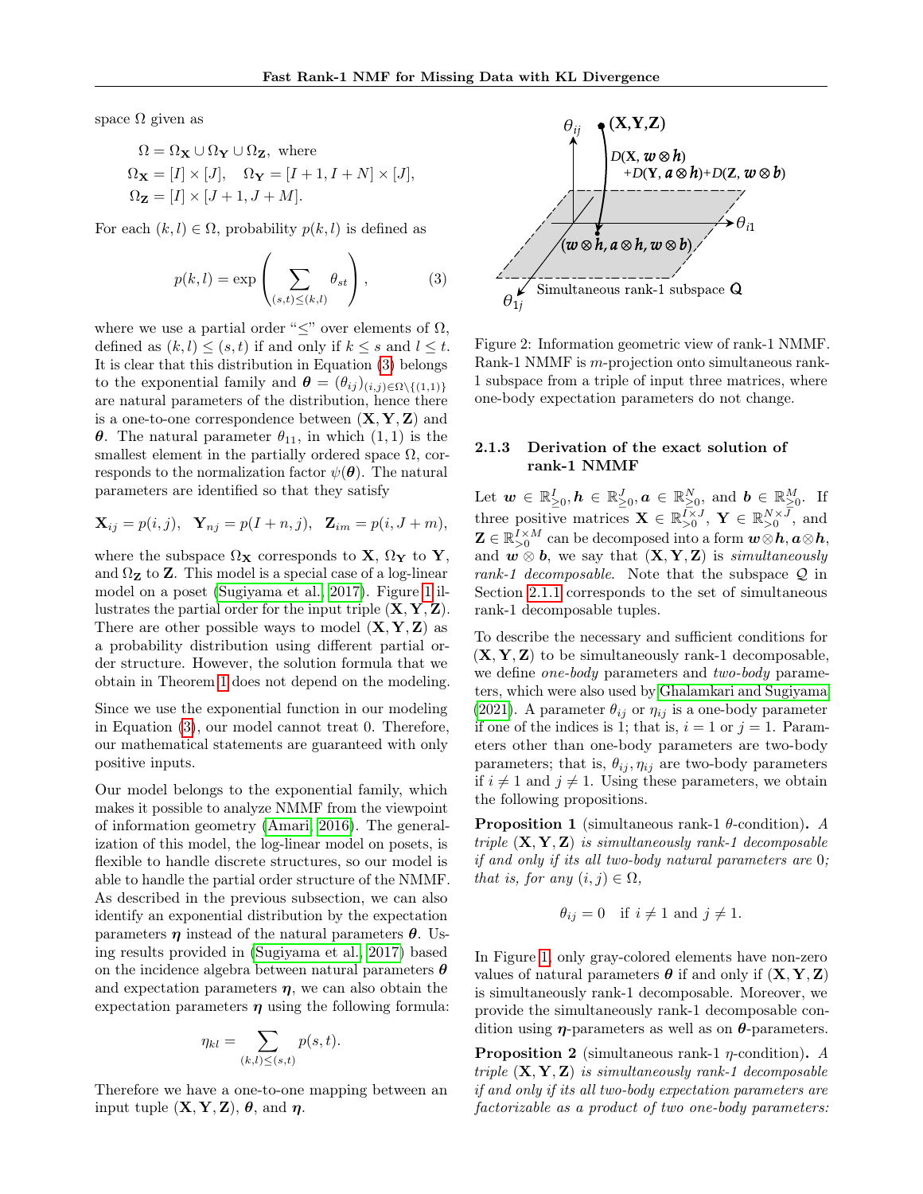space $\Omega$ given as

$$\Omega = \Omega_{\mathbf{X}} \cup \Omega_{\mathbf{Y}} \cup \Omega_{\mathbf{Z}}, \text{ where}$$
$$\Omega_{\mathbf{X}} = [I] \times [J], \quad \Omega_{\mathbf{Y}} = [I+1, I+N] \times [J],$$
$$\Omega_{\mathbf{Z}} = [I] \times [J+1, J+M].$$

For each $(k,l) \in \Omega$, probability $p(k,l)$ is defined as

$$p(k,l) = \exp\left(\sum_{(s,t)\leq(k,l)} \theta_{st}\right), \tag{3}$$

where we use a partial order "$\leq$" over elements of $\Omega$, defined as $(k,l) \leq (s,t)$ if and only if $k \leq s$ and $l \leq t$. It is clear that this distribution in Equation (3) belongs to the exponential family and $\boldsymbol{\theta} = (\theta_{ij})_{(i,j)\in\Omega\setminus\{(1,1)\}}$ are natural parameters of the distribution, hence there is a one-to-one correspondence between $(\mathbf{X}, \mathbf{Y}, \mathbf{Z})$ and $\boldsymbol{\theta}$. The natural parameter $\theta_{11}$, in which $(1,1)$ is the smallest element in the partially ordered space $\Omega$, corresponds to the normalization factor $\psi(\boldsymbol{\theta})$. The natural parameters are identified so that they satisfy

$$\mathbf{X}_{ij} = p(i,j), \quad \mathbf{Y}_{nj} = p(I+n, j), \quad \mathbf{Z}_{im} = p(i, J+m),$$

where the subspace $\Omega_{\mathbf{X}}$ corresponds to $\mathbf{X}$, $\Omega_{\mathbf{Y}}$ to $\mathbf{Y}$, and $\Omega_{\mathbf{Z}}$ to $\mathbf{Z}$. This model is a special case of a log-linear model on a poset (Sugiyama et al., 2017). Figure 1 illustrates the partial order for the input triple $(\mathbf{X}, \mathbf{Y}, \mathbf{Z})$. There are other possible ways to model $(\mathbf{X}, \mathbf{Y}, \mathbf{Z})$ as a probability distribution using different partial order structure. However, the solution formula that we obtain in Theorem 1 does not depend on the modeling.

Since we use the exponential function in our modeling in Equation (3), our model cannot treat 0. Therefore, our mathematical statements are guaranteed with only positive inputs.

Our model belongs to the exponential family, which makes it possible to analyze NMMF from the viewpoint of information geometry (Amari, 2016). The generalization of this model, the log-linear model on posets, is flexible to handle discrete structures, so our model is able to handle the partial order structure of the NMMF. As described in the previous subsection, we can also identify an exponential distribution by the expectation parameters $\boldsymbol{\eta}$ instead of the natural parameters $\boldsymbol{\theta}$. Using results provided in (Sugiyama et al., 2017) based on the incidence algebra between natural parameters $\boldsymbol{\theta}$ and expectation parameters $\boldsymbol{\eta}$, we can also obtain the expectation parameters $\boldsymbol{\eta}$ using the following formula:

$$\eta_{kl} = \sum_{(k,l)\leq(s,t)} p(s,t).$$

Therefore we have a one-to-one mapping between an input tuple $(\mathbf{X}, \mathbf{Y}, \mathbf{Z})$, $\boldsymbol{\theta}$, and $\boldsymbol{\eta}$.

Figure 2: Information geometric view of rank-1 NMMF. Rank-1 NMMF is $m$-projection onto simultaneous rank-1 subspace from a triple of input three matrices, where one-body expectation parameters do not change.

### 2.1.3 Derivation of the exact solution of rank-1 NMMF

Let $\boldsymbol{w} \in \mathbb{R}^I_{\geq 0}, \boldsymbol{h} \in \mathbb{R}^J_{\geq 0}, \boldsymbol{a} \in \mathbb{R}^N_{\geq 0}$, and $\boldsymbol{b} \in \mathbb{R}^M_{\geq 0}$. If three positive matrices $\mathbf{X} \in \mathbb{R}^{I\times J}_{>0}$, $\mathbf{Y} \in \mathbb{R}^{N\times J}_{>0}$, and $\mathbf{Z} \in \mathbb{R}^{I\times M}_{>0}$ can be decomposed into a form $\boldsymbol{w}\otimes\boldsymbol{h}, \boldsymbol{a}\otimes\boldsymbol{h}$, and $\boldsymbol{w}\otimes\boldsymbol{b}$, we say that $(\mathbf{X}, \mathbf{Y}, \mathbf{Z})$ is *simultaneously rank-1 decomposable*. Note that the subspace $\mathcal{Q}$ in Section 2.1.1 corresponds to the set of simultaneous rank-1 decomposable tuples.

To describe the necessary and sufficient conditions for $(\mathbf{X}, \mathbf{Y}, \mathbf{Z})$ to be simultaneously rank-1 decomposable, we define *one-body* parameters and *two-body* parameters, which were also used by Ghalamkari and Sugiyama (2021). A parameter $\theta_{ij}$ or $\eta_{ij}$ is a one-body parameter if one of the indices is 1; that is, $i = 1$ or $j = 1$. Parameters other than one-body parameters are two-body parameters; that is, $\theta_{ij}, \eta_{ij}$ are two-body parameters if $i \neq 1$ and $j \neq 1$. Using these parameters, we obtain the following propositions.

**Proposition 1** (simultaneous rank-1 $\theta$-condition)**.** *A triple $(\mathbf{X}, \mathbf{Y}, \mathbf{Z})$ is simultaneously rank-1 decomposable if and only if its all two-body natural parameters are 0; that is, for any $(i,j) \in \Omega$,*

$$\theta_{ij} = 0 \quad \text{if } i \neq 1 \text{ and } j \neq 1.$$

In Figure 1, only gray-colored elements have non-zero values of natural parameters $\boldsymbol{\theta}$ if and only if $(\mathbf{X}, \mathbf{Y}, \mathbf{Z})$ is simultaneously rank-1 decomposable. Moreover, we provide the simultaneously rank-1 decomposable condition using $\boldsymbol{\eta}$-parameters as well as on $\boldsymbol{\theta}$-parameters.

**Proposition 2** (simultaneous rank-1 $\eta$-condition)**.** *A triple $(\mathbf{X}, \mathbf{Y}, \mathbf{Z})$ is simultaneously rank-1 decomposable if and only if its all two-body expectation parameters are factorizable as a product of two one-body parameters:*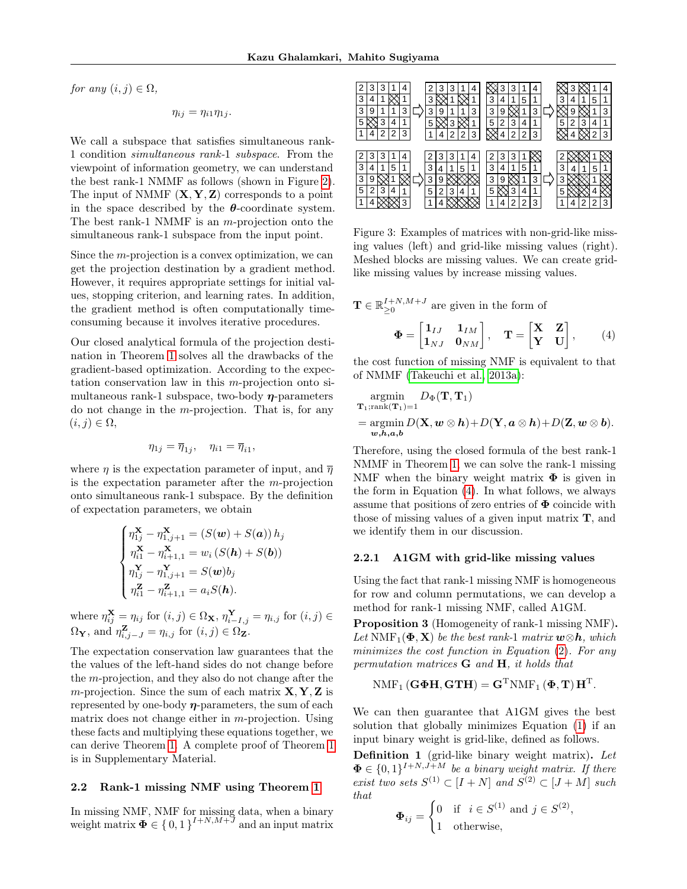for any $(i,j) \in \Omega$,

$$\eta_{ij} = \eta_{i1}\eta_{1j}.$$

We call a subspace that satisfies simultaneous rank-1 condition *simultaneous rank-1 subspace*. From the viewpoint of information geometry, we can understand the best rank-1 NMMF as follows (shown in Figure 2). The input of NMMF $(\mathbf{X}, \mathbf{Y}, \mathbf{Z})$ corresponds to a point in the space described by the $\boldsymbol{\theta}$-coordinate system. The best rank-1 NMMF is an $m$-projection onto the simultaneous rank-1 subspace from the input point.

Since the $m$-projection is a convex optimization, we can get the projection destination by a gradient method. However, it requires appropriate settings for initial values, stopping criterion, and learning rates. In addition, the gradient method is often computationally time-consuming because it involves iterative procedures.

Our closed analytical formula of the projection destination in Theorem 1 solves all the drawbacks of the gradient-based optimization. According to the expectation conservation law in this $m$-projection onto simultaneous rank-1 subspace, two-body $\boldsymbol{\eta}$-parameters do not change in the $m$-projection. That is, for any $(i,j) \in \Omega$,

$$\eta_{1j} = \overline{\eta}_{1j}, \quad \eta_{i1} = \overline{\eta}_{i1},$$

where $\eta$ is the expectation parameter of input, and $\overline{\eta}$ is the expectation parameter after the $m$-projection onto simultaneous rank-1 subspace. By the definition of expectation parameters, we obtain

$$\begin{cases} \eta^{\mathbf{X}}_{1j} - \eta^{\mathbf{X}}_{1,j+1} = (S(\boldsymbol{w}) + S(\boldsymbol{a}))\, h_j \\ \eta^{\mathbf{X}}_{i1} - \eta^{\mathbf{X}}_{i+1,1} = w_i\,(S(\boldsymbol{h}) + S(\boldsymbol{b})) \\ \eta^{\mathbf{Y}}_{1j} - \eta^{\mathbf{Y}}_{1,j+1} = S(\boldsymbol{w}) b_j \\ \eta^{\mathbf{Z}}_{i1} - \eta^{\mathbf{Z}}_{i+1,1} = a_i S(\boldsymbol{h}). \end{cases}$$

where $\eta^{\mathbf{X}}_{ij} = \eta_{ij}$ for $(i,j) \in \Omega_{\mathbf{X}}$, $\eta^{\mathbf{Y}}_{i-I,j} = \eta_{i,j}$ for $(i,j) \in \Omega_{\mathbf{Y}}$, and $\eta^{\mathbf{Z}}_{i,j-J} = \eta_{i,j}$ for $(i,j) \in \Omega_{\mathbf{Z}}$.

The expectation conservation law guarantees that the values of the left-hand sides do not change before the $m$-projection, and they also do not change after the $m$-projection. Since the sum of each matrix $\mathbf{X}, \mathbf{Y}, \mathbf{Z}$ is represented by one-body $\boldsymbol{\eta}$-parameters, the sum of each matrix does not change either in $m$-projection. Using these facts and multiplying these equations together, we can derive Theorem 1. A complete proof of Theorem 1 is in Supplementary Material.

## 2.2 Rank-1 missing NMF using Theorem 1

In missing NMF, NMF for missing data, when a binary weight matrix $\boldsymbol{\Phi} \in \{0,1\}^{I+N, M+J}$ and an input matrix

Figure 3: Examples of matrices with non-grid-like missing values (left) and grid-like missing values (right). Meshed blocks are missing values. We can create grid-like missing values by increase missing values.

$\mathbf{T} \in \mathbb{R}^{I+N, M+J}_{\geq 0}$ are given in the form of

$$\boldsymbol{\Phi} = \begin{bmatrix} \mathbf{1}_{IJ} & \mathbf{1}_{IM} \\ \mathbf{1}_{NJ} & \mathbf{0}_{NM} \end{bmatrix}, \quad \mathbf{T} = \begin{bmatrix} \mathbf{X} & \mathbf{Z} \\ \mathbf{Y} & \mathbf{U} \end{bmatrix}, \tag{4}$$

the cost function of missing NMF is equivalent to that of NMMF (Takeuchi et al., 2013a):

$$\begin{aligned} &\underset{\mathbf{T}_1;\mathrm{rank}(\mathbf{T}_1)=1}{\operatorname{argmin}} \; D_{\boldsymbol{\Phi}}(\mathbf{T}, \mathbf{T}_1) \\ &= \underset{\boldsymbol{w},\boldsymbol{h},\boldsymbol{a},\boldsymbol{b}}{\operatorname{argmin}} D(\mathbf{X}, \boldsymbol{w} \otimes \boldsymbol{h}) + D(\mathbf{Y}, \boldsymbol{a} \otimes \boldsymbol{h}) + D(\mathbf{Z}, \boldsymbol{w} \otimes \boldsymbol{b}). \end{aligned}$$

Therefore, using the closed formula of the best rank-1 NMMF in Theorem 1, we can solve the rank-1 missing NMF when the binary weight matrix $\boldsymbol{\Phi}$ is given in the form in Equation (4). In what follows, we always assume that positions of zero entries of $\boldsymbol{\Phi}$ coincide with those of missing values of a given input matrix $\mathbf{T}$, and we identify them in our discussion.

### 2.2.1 A1GM with grid-like missing values

Using the fact that rank-1 missing NMF is homogeneous for row and column permutations, we can develop a method for rank-1 missing NMF, called A1GM.

**Proposition 3** (Homogeneity of rank-1 missing NMF)**.** *Let* $\mathrm{NMF}_1(\boldsymbol{\Phi}, \mathbf{X})$ *be the best rank-1 matrix* $\boldsymbol{w} \otimes \boldsymbol{h}$*, which minimizes the cost function in Equation (2). For any permutation matrices* $\mathbf{G}$ *and* $\mathbf{H}$*, it holds that*

$$\mathrm{NMF}_1(\mathbf{G}\boldsymbol{\Phi}\mathbf{H}, \mathbf{G}\mathbf{T}\mathbf{H}) = \mathbf{G}^{\mathrm{T}} \mathrm{NMF}_1(\boldsymbol{\Phi}, \mathbf{T})\, \mathbf{H}^{\mathrm{T}}.$$

We can then guarantee that A1GM gives the best solution that globally minimizes Equation (1) if an input binary weight is grid-like, defined as follows.

**Definition 1** (grid-like binary weight matrix)**.** *Let* $\boldsymbol{\Phi} \in \{0,1\}^{I+N, J+M}$ *be a binary weight matrix. If there exist two sets* $S^{(1)} \subset [I+N]$ *and* $S^{(2)} \subset [J+M]$ *such that*

$$\boldsymbol{\Phi}_{ij} = \begin{cases} 0 & \text{if} \;\; i \in S^{(1)} \text{ and } j \in S^{(2)}, \\ 1 & \text{otherwise}, \end{cases}$$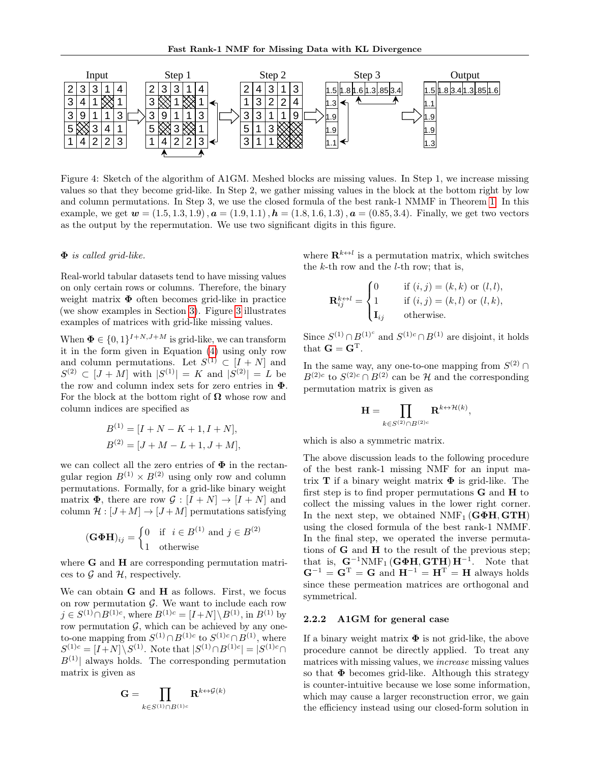Figure 4: Sketch of the algorithm of A1GM. Meshed blocks are missing values. In Step 1, we increase missing values so that they become grid-like. In Step 2, we gather missing values in the block at the bottom right by low and column permutations. In Step 3, we use the closed formula of the best rank-1 NMMF in Theorem 1. In this example, we get $\boldsymbol{w} = (1.5, 1.3, 1.9)$, $\boldsymbol{a} = (1.9, 1.1)$, $\boldsymbol{h} = (1.8, 1.6, 1.3)$, $\boldsymbol{a} = (0.85, 3.4)$. Finally, we get two vectors as the output by the repermutation. We use two significant digits in this figure.

$\boldsymbol{\Phi}$ *is called grid-like.*

Real-world tabular datasets tend to have missing values on only certain rows or columns. Therefore, the binary weight matrix $\boldsymbol{\Phi}$ often becomes grid-like in practice (we show examples in Section 3). Figure 3 illustrates examples of matrices with grid-like missing values.

When $\boldsymbol{\Phi} \in \{0,1\}^{I+N, J+M}$ is grid-like, we can transform it in the form given in Equation (4) using only row and column permutations. Let $S^{(1)} \subset [I+N]$ and $S^{(2)} \subset [J+M]$ with $|S^{(1)}| = K$ and $|S^{(2)}| = L$ be the row and column index sets for zero entries in $\boldsymbol{\Phi}$. For the block at the bottom right of $\boldsymbol{\Omega}$ whose row and column indices are specified as

$$B^{(1)} = [I+N-K+1, I+N],$$
$$B^{(2)} = [J+M-L+1, J+M],$$

we can collect all the zero entries of $\boldsymbol{\Phi}$ in the rectangular region $B^{(1)} \times B^{(2)}$ using only row and column permutations. Formally, for a grid-like binary weight matrix $\boldsymbol{\Phi}$, there are row $\mathcal{G} : [I+N] \to [I+N]$ and column $\mathcal{H} : [J+M] \to [J+M]$ permutations satisfying

$$(\mathbf{G}\boldsymbol{\Phi}\mathbf{H})_{ij} = \begin{cases} 0 & \text{if } \ i \in B^{(1)} \text{ and } j \in B^{(2)} \\ 1 & \text{otherwise} \end{cases}$$

where $\mathbf{G}$ and $\mathbf{H}$ are corresponding permutation matrices to $\mathcal{G}$ and $\mathcal{H}$, respectively.

We can obtain $\mathbf{G}$ and $\mathbf{H}$ as follows. First, we focus on row permutation $\mathcal{G}$. We want to include each row $j \in S^{(1)} \cap B^{(1)c}$, where $B^{(1)c} = [I+N] \setminus B^{(1)}$, in $B^{(1)}$ by row permutation $\mathcal{G}$, which can be achieved by any one-to-one mapping from $S^{(1)} \cap B^{(1)c}$ to $S^{(1)c} \cap B^{(1)}$, where $S^{(1)c} = [I+N] \setminus S^{(1)}$. Note that $|S^{(1)} \cap B^{(1)c}| = |S^{(1)c} \cap B^{(1)}|$ always holds. The corresponding permutation matrix is given as

$$\mathbf{G} = \prod_{k \in S^{(1)} \cap B^{(1)c}} \mathbf{R}^{k \leftrightarrow \mathcal{G}(k)}$$

where $\mathbf{R}^{k \leftrightarrow l}$ is a permutation matrix, which switches the $k$-th row and the $l$-th row; that is,

$$\mathbf{R}^{k \leftrightarrow l}_{ij} = \begin{cases} 0 & \text{if } (i,j) = (k,k) \text{ or } (l,l), \\ 1 & \text{if } (i,j) = (k,l) \text{ or } (l,k), \\ \mathbf{I}_{ij} & \text{otherwise.} \end{cases}$$

Since $S^{(1)} \cap B^{(1)^c}$ and $S^{(1)c} \cap B^{(1)}$ are disjoint, it holds that $\mathbf{G} = \mathbf{G}^{\mathrm{T}}$.

In the same way, any one-to-one mapping from $S^{(2)} \cap B^{(2)c}$ to $S^{(2)c} \cap B^{(2)}$ can be $\mathcal{H}$ and the corresponding permutation matrix is given as

$$\mathbf{H} = \prod_{k \in S^{(2)} \cap B^{(2)c}} \mathbf{R}^{k \leftrightarrow \mathcal{H}(k)},$$

which is also a symmetric matrix.

The above discussion leads to the following procedure of the best rank-1 missing NMF for an input matrix $\mathbf{T}$ if a binary weight matrix $\boldsymbol{\Phi}$ is grid-like. The first step is to find proper permutations $\mathbf{G}$ and $\mathbf{H}$ to collect the missing values in the lower right corner. In the next step, we obtained $\mathrm{NMF}_1(\mathbf{G}\boldsymbol{\Phi}\mathbf{H}, \mathbf{G}\mathbf{T}\mathbf{H})$ using the closed formula of the best rank-1 NMMF. In the final step, we operated the inverse permutations of $\mathbf{G}$ and $\mathbf{H}$ to the result of the previous step; that is, $\mathbf{G}^{-1}\mathrm{NMF}_1(\mathbf{G}\boldsymbol{\Phi}\mathbf{H}, \mathbf{G}\mathbf{T}\mathbf{H})\mathbf{H}^{-1}$. Note that $\mathbf{G}^{-1} = \mathbf{G}^{\mathrm{T}} = \mathbf{G}$ and $\mathbf{H}^{-1} = \mathbf{H}^{\mathrm{T}} = \mathbf{H}$ always holds since these permeation matrices are orthogonal and symmetrical.

### 2.2.2 A1GM for general case

If a binary weight matrix $\boldsymbol{\Phi}$ is not grid-like, the above procedure cannot be directly applied. To treat any matrices with missing values, we *increase* missing values so that $\boldsymbol{\Phi}$ becomes grid-like. Although this strategy is counter-intuitive because we lose some information, which may cause a larger reconstruction error, we gain the efficiency instead using our closed-form solution in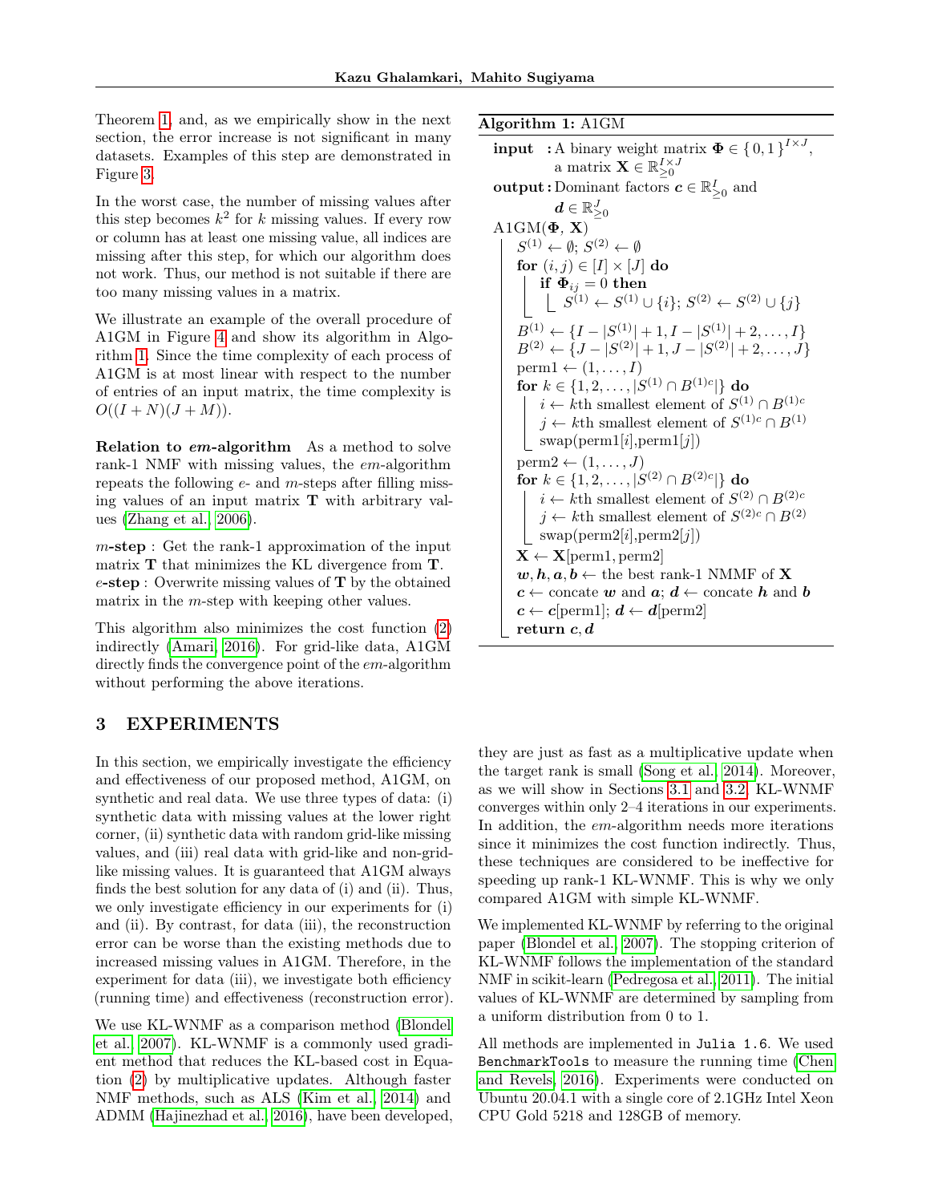Theorem 1, and, as we empirically show in the next section, the error increase is not significant in many datasets. Examples of this step are demonstrated in Figure 3.

In the worst case, the number of missing values after this step becomes $k^2$ for $k$ missing values. If every row or column has at least one missing value, all indices are missing after this step, for which our algorithm does not work. Thus, our method is not suitable if there are too many missing values in a matrix.

We illustrate an example of the overall procedure of A1GM in Figure 4 and show its algorithm in Algorithm 1. Since the time complexity of each process of A1GM is at most linear with respect to the number of entries of an input matrix, the time complexity is $O((I+N)(J+M))$.

**Relation to *em*-algorithm** As a method to solve rank-1 NMF with missing values, the *em*-algorithm repeats the following *e*- and *m*-steps after filling missing values of an input matrix $\mathbf{T}$ with arbitrary values (Zhang et al., 2006).

***m*-step** : Get the rank-1 approximation of the input matrix $\mathbf{T}$ that minimizes the KL divergence from $\mathbf{T}$.
***e*-step** : Overwrite missing values of $\mathbf{T}$ by the obtained matrix in the *m*-step with keeping other values.

This algorithm also minimizes the cost function (2) indirectly (Amari, 2016). For grid-like data, A1GM directly finds the convergence point of the *em*-algorithm without performing the above iterations.

**Algorithm 1:** A1GM

```
input  : A binary weight matrix Φ ∈ {0,1}^{I×J},
         a matrix X ∈ R_{≥0}^{I×J}
output : Dominant factors c ∈ R_{≥0}^I and
         d ∈ R_{≥0}^J
A1GM(Φ, X)
    S^(1) ← ∅; S^(2) ← ∅
    for (i,j) ∈ [I] × [J] do
        if Φ_ij = 0 then
            S^(1) ← S^(1) ∪ {i}; S^(2) ← S^(2) ∪ {j}
    B^(1) ← {I − |S^(1)| + 1, I − |S^(1)| + 2, ..., I}
    B^(2) ← {J − |S^(2)| + 1, J − |S^(2)| + 2, ..., J}
    perm1 ← (1, ..., I)
    for k ∈ {1, 2, ..., |S^(1) ∩ B^(1)c|} do
        i ← kth smallest element of S^(1) ∩ B^(1)c
        j ← kth smallest element of S^(1)c ∩ B^(1)
        swap(perm1[i], perm1[j])
    perm2 ← (1, ..., J)
    for k ∈ {1, 2, ..., |S^(2) ∩ B^(2)c|} do
        i ← kth smallest element of S^(2) ∩ B^(2)c
        j ← kth smallest element of S^(2)c ∩ B^(2)
        swap(perm2[i], perm2[j])
    X ← X[perm1, perm2]
    w, h, a, b ← the best rank-1 NMMF of X
    c ← concate w and a; d ← concate h and b
    c ← c[perm1]; d ← d[perm2]
    return c, d
```

## 3 EXPERIMENTS

In this section, we empirically investigate the efficiency and effectiveness of our proposed method, A1GM, on synthetic and real data. We use three types of data: (i) synthetic data with missing values at the lower right corner, (ii) synthetic data with random grid-like missing values, and (iii) real data with grid-like and non-grid-like missing values. It is guaranteed that A1GM always finds the best solution for any data of (i) and (ii). Thus, we only investigate efficiency in our experiments for (i) and (ii). By contrast, for data (iii), the reconstruction error can be worse than the existing methods due to increased missing values in A1GM. Therefore, in the experiment for data (iii), we investigate both efficiency (running time) and effectiveness (reconstruction error).

We use KL-WNMF as a comparison method (Blondel et al., 2007). KL-WNMF is a commonly used gradient method that reduces the KL-based cost in Equation (2) by multiplicative updates. Although faster NMF methods, such as ALS (Kim et al., 2014) and ADMM (Hajinezhad et al., 2016), have been developed, they are just as fast as a multiplicative update when the target rank is small (Song et al., 2014). Moreover, as we will show in Sections 3.1 and 3.2, KL-WNMF converges within only 2–4 iterations in our experiments. In addition, the *em*-algorithm needs more iterations since it minimizes the cost function indirectly. Thus, these techniques are considered to be ineffective for speeding up rank-1 KL-WNMF. This is why we only compared A1GM with simple KL-WNMF.

We implemented KL-WNMF by referring to the original paper (Blondel et al., 2007). The stopping criterion of KL-WNMF follows the implementation of the standard NMF in scikit-learn (Pedregosa et al., 2011). The initial values of KL-WNMF are determined by sampling from a uniform distribution from 0 to 1.

All methods are implemented in `Julia 1.6`. We used `BenchmarkTools` to measure the running time (Chen and Revels, 2016). Experiments were conducted on Ubuntu 20.04.1 with a single core of 2.1GHz Intel Xeon CPU Gold 5218 and 128GB of memory.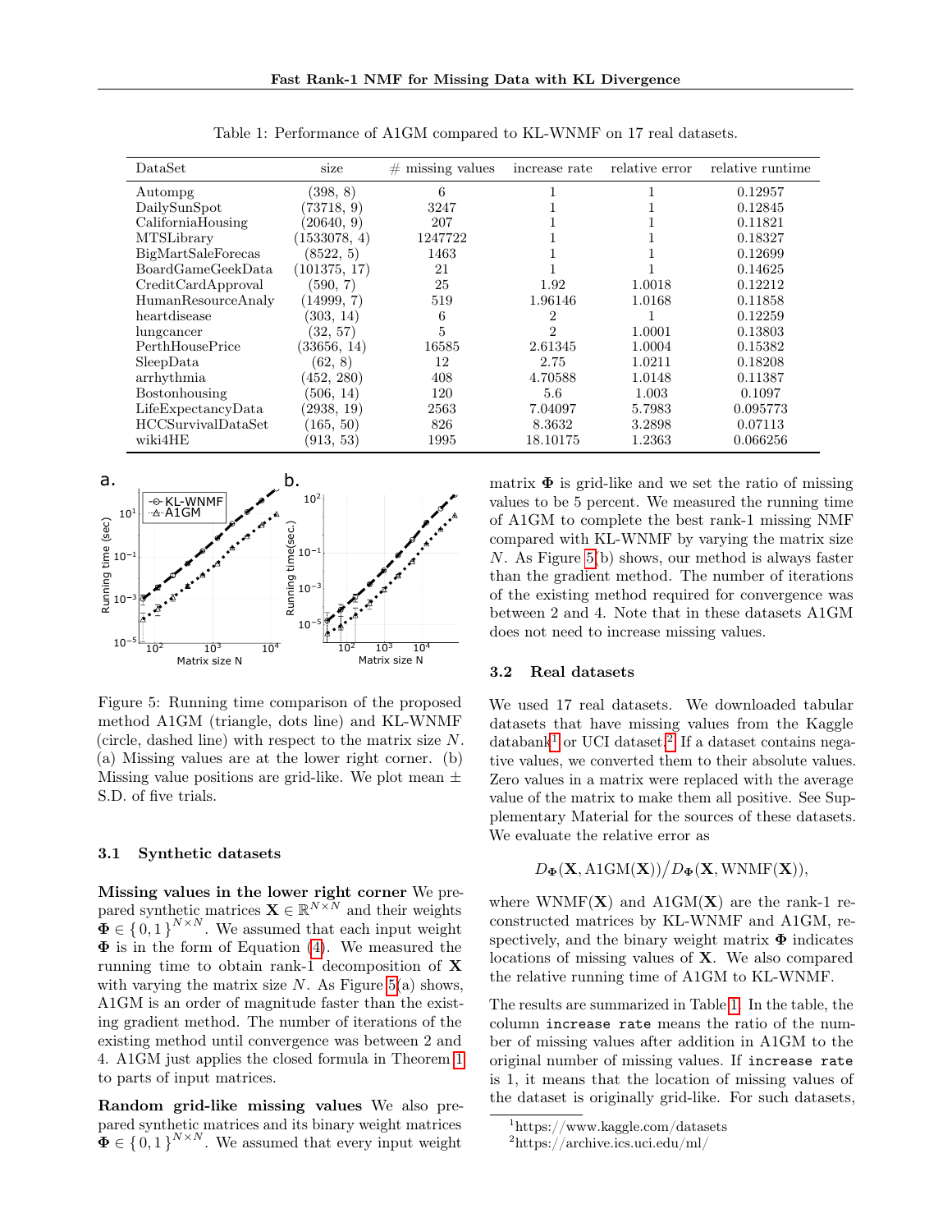Table 1: Performance of A1GM compared to KL-WNMF on 17 real datasets.

| DataSet | size | # missing values | increase rate | relative error | relative runtime |
|---|---|---|---|---|---|
| Autompg | (398, 8) | 6 | 1 | 1 | 0.12957 |
| DailySunSpot | (73718, 9) | 3247 | 1 | 1 | 0.12845 |
| CaliforniaHousing | (20640, 9) | 207 | 1 | 1 | 0.11821 |
| MTSLibrary | (1533078, 4) | 1247722 | 1 | 1 | 0.18327 |
| BigMartSaleForecas | (8522, 5) | 1463 | 1 | 1 | 0.12699 |
| BoardGameGeekData | (101375, 17) | 21 | 1 | 1 | 0.14625 |
| CreditCardApproval | (590, 7) | 25 | 1.92 | 1.0018 | 0.12212 |
| HumanResourceAnaly | (14999, 7) | 519 | 1.96146 | 1.0168 | 0.11858 |
| heartdisease | (303, 14) | 6 | 2 | 1 | 0.12259 |
| lungcancer | (32, 57) | 5 | 2 | 1.0001 | 0.13803 |
| PerthHousePrice | (33656, 14) | 16585 | 2.61345 | 1.0004 | 0.15382 |
| SleepData | (62, 8) | 12 | 2.75 | 1.0211 | 0.18208 |
| arrhythmia | (452, 280) | 408 | 4.70588 | 1.0148 | 0.11387 |
| Bostonhousing | (506, 14) | 120 | 5.6 | 1.003 | 0.1097 |
| LifeExpectancyData | (2938, 19) | 2563 | 7.04097 | 5.7983 | 0.095773 |
| HCCSurvivalDataSet | (165, 50) | 826 | 8.3632 | 3.2898 | 0.07113 |
| wiki4HE | (913, 53) | 1995 | 18.10175 | 1.2363 | 0.066256 |

Figure 5: Running time comparison of the proposed method A1GM (triangle, dots line) and KL-WNMF (circle, dashed line) with respect to the matrix size $N$. (a) Missing values are at the lower right corner. (b) Missing value positions are grid-like. We plot mean ± S.D. of five trials.

### 3.1 Synthetic datasets

**Missing values in the lower right corner** We prepared synthetic matrices $\mathbf{X} \in \mathbb{R}^{N\times N}$ and their weights $\mathbf{\Phi} \in \{0,1\}^{N\times N}$. We assumed that each input weight $\mathbf{\Phi}$ is in the form of Equation (4). We measured the running time to obtain rank-1 decomposition of $\mathbf{X}$ with varying the matrix size $N$. As Figure 5(a) shows, A1GM is an order of magnitude faster than the existing gradient method. The number of iterations of the existing method until convergence was between 2 and 4. A1GM just applies the closed formula in Theorem 1 to parts of input matrices.

**Random grid-like missing values** We also prepared synthetic matrices and its binary weight matrices $\mathbf{\Phi} \in \{0,1\}^{N\times N}$. We assumed that every input weight matrix $\mathbf{\Phi}$ is grid-like and we set the ratio of missing values to be 5 percent. We measured the running time of A1GM to complete the best rank-1 missing NMF compared with KL-WNMF by varying the matrix size $N$. As Figure 5(b) shows, our method is always faster than the gradient method. The number of iterations of the existing method required for convergence was between 2 and 4. Note that in these datasets A1GM does not need to increase missing values.

### 3.2 Real datasets

We used 17 real datasets. We downloaded tabular datasets that have missing values from the Kaggle databank[1] or UCI dataset.[2] If a dataset contains negative values, we converted them to their absolute values. Zero values in a matrix were replaced with the average value of the matrix to make them all positive. See Supplementary Material for the sources of these datasets. We evaluate the relative error as

$$D_{\mathbf{\Phi}}(\mathbf{X}, \mathrm{A1GM}(\mathbf{X}))\big/ D_{\mathbf{\Phi}}(\mathbf{X}, \mathrm{WNMF}(\mathbf{X})),$$

where $\mathrm{WNMF}(\mathbf{X})$ and $\mathrm{A1GM}(\mathbf{X})$ are the rank-1 reconstructed matrices by KL-WNMF and A1GM, respectively, and the binary weight matrix $\mathbf{\Phi}$ indicates locations of missing values of $\mathbf{X}$. We also compared the relative running time of A1GM to KL-WNMF.

The results are summarized in Table 1. In the table, the column `increase rate` means the ratio of the number of missing values after addition in A1GM to the original number of missing values. If `increase rate` is 1, it means that the location of missing values of the dataset is originally grid-like. For such datasets,

[1] https://www.kaggle.com/datasets
[2] https://archive.ics.uci.edu/ml/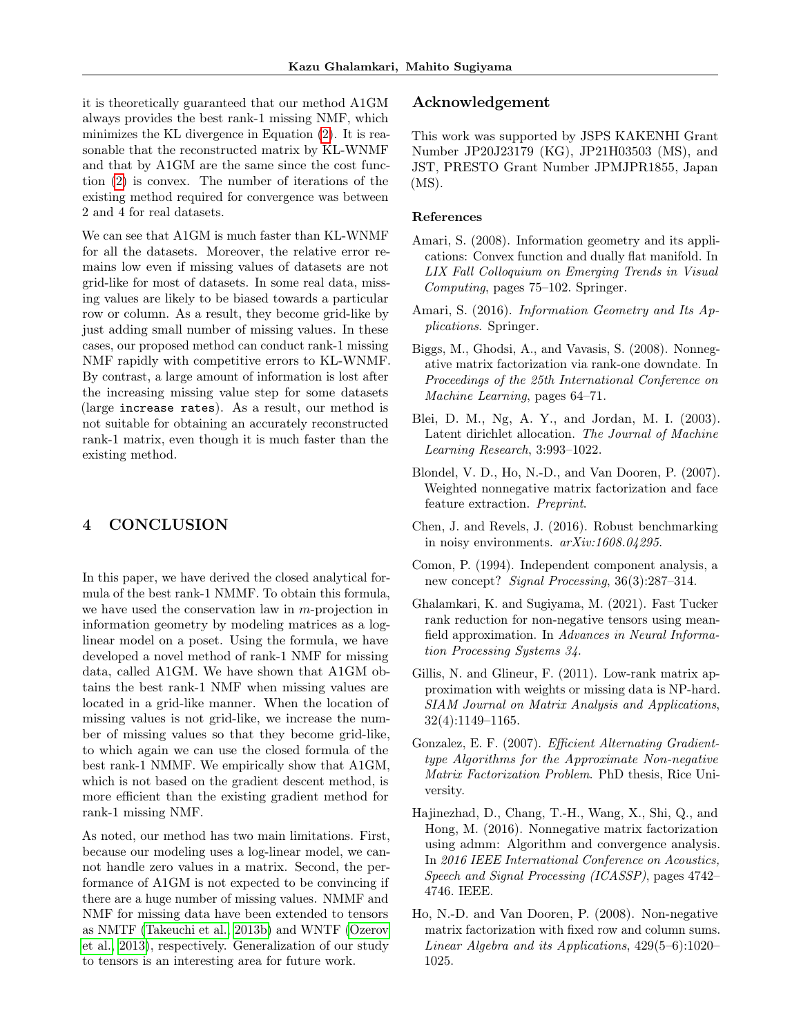it is theoretically guaranteed that our method A1GM always provides the best rank-1 missing NMF, which minimizes the KL divergence in Equation (2). It is reasonable that the reconstructed matrix by KL-WNMF and that by A1GM are the same since the cost function (2) is convex. The number of iterations of the existing method required for convergence was between 2 and 4 for real datasets.

We can see that A1GM is much faster than KL-WNMF for all the datasets. Moreover, the relative error remains low even if missing values of datasets are not grid-like for most of datasets. In some real data, missing values are likely to be biased towards a particular row or column. As a result, they become grid-like by just adding small number of missing values. In these cases, our proposed method can conduct rank-1 missing NMF rapidly with competitive errors to KL-WNMF. By contrast, a large amount of information is lost after the increasing missing value step for some datasets (large `increase rates`). As a result, our method is not suitable for obtaining an accurately reconstructed rank-1 matrix, even though it is much faster than the existing method.

# 4 CONCLUSION

In this paper, we have derived the closed analytical formula of the best rank-1 NMMF. To obtain this formula, we have used the conservation law in $m$-projection in information geometry by modeling matrices as a log-linear model on a poset. Using the formula, we have developed a novel method of rank-1 NMF for missing data, called A1GM. We have shown that A1GM obtains the best rank-1 NMF when missing values are located in a grid-like manner. When the location of missing values is not grid-like, we increase the number of missing values so that they become grid-like, to which again we can use the closed formula of the best rank-1 NMMF. We empirically show that A1GM, which is not based on the gradient descent method, is more efficient than the existing gradient method for rank-1 missing NMF.

As noted, our method has two main limitations. First, because our modeling uses a log-linear model, we cannot handle zero values in a matrix. Second, the performance of A1GM is not expected to be convincing if there are a huge number of missing values. NMMF and NMF for missing data have been extended to tensors as NMTF (Takeuchi et al., 2013b) and WNTF (Ozerov et al., 2013), respectively. Generalization of our study to tensors is an interesting area for future work.

## Acknowledgement

This work was supported by JSPS KAKENHI Grant Number JP20J23179 (KG), JP21H03503 (MS), and JST, PRESTO Grant Number JPMJPR1855, Japan (MS).

### References

Amari, S. (2008). Information geometry and its applications: Convex function and dually flat manifold. In *LIX Fall Colloquium on Emerging Trends in Visual Computing*, pages 75–102. Springer.

Amari, S. (2016). *Information Geometry and Its Applications*. Springer.

Biggs, M., Ghodsi, A., and Vavasis, S. (2008). Nonnegative matrix factorization via rank-one downdate. In *Proceedings of the 25th International Conference on Machine Learning*, pages 64–71.

Blei, D. M., Ng, A. Y., and Jordan, M. I. (2003). Latent dirichlet allocation. *The Journal of Machine Learning Research*, 3:993–1022.

Blondel, V. D., Ho, N.-D., and Van Dooren, P. (2007). Weighted nonnegative matrix factorization and face feature extraction. *Preprint*.

Chen, J. and Revels, J. (2016). Robust benchmarking in noisy environments. *arXiv:1608.04295*.

Comon, P. (1994). Independent component analysis, a new concept? *Signal Processing*, 36(3):287–314.

Ghalamkari, K. and Sugiyama, M. (2021). Fast Tucker rank reduction for non-negative tensors using mean-field approximation. In *Advances in Neural Information Processing Systems 34*.

Gillis, N. and Glineur, F. (2011). Low-rank matrix approximation with weights or missing data is NP-hard. *SIAM Journal on Matrix Analysis and Applications*, 32(4):1149–1165.

Gonzalez, E. F. (2007). *Efficient Alternating Gradient-type Algorithms for the Approximate Non-negative Matrix Factorization Problem*. PhD thesis, Rice University.

Hajinezhad, D., Chang, T.-H., Wang, X., Shi, Q., and Hong, M. (2016). Nonnegative matrix factorization using admm: Algorithm and convergence analysis. In *2016 IEEE International Conference on Acoustics, Speech and Signal Processing (ICASSP)*, pages 4742–4746. IEEE.

Ho, N.-D. and Van Dooren, P. (2008). Non-negative matrix factorization with fixed row and column sums. *Linear Algebra and its Applications*, 429(5–6):1020–1025.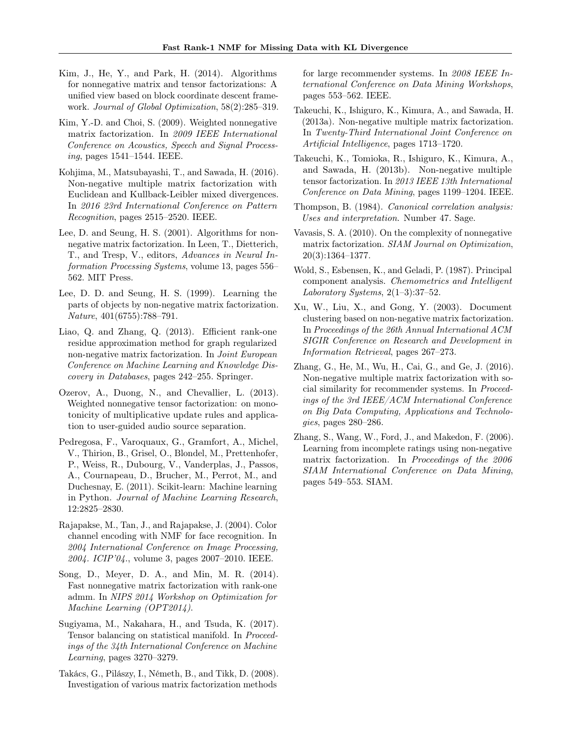Kim, J., He, Y., and Park, H. (2014). Algorithms for nonnegative matrix and tensor factorizations: A unified view based on block coordinate descent framework. *Journal of Global Optimization*, 58(2):285–319.

Kim, Y.-D. and Choi, S. (2009). Weighted nonnegative matrix factorization. In *2009 IEEE International Conference on Acoustics, Speech and Signal Processing*, pages 1541–1544. IEEE.

Kohjima, M., Matsubayashi, T., and Sawada, H. (2016). Non-negative multiple matrix factorization with Euclidean and Kullback-Leibler mixed divergences. In *2016 23rd International Conference on Pattern Recognition*, pages 2515–2520. IEEE.

Lee, D. and Seung, H. S. (2001). Algorithms for non-negative matrix factorization. In Leen, T., Dietterich, T., and Tresp, V., editors, *Advances in Neural Information Processing Systems*, volume 13, pages 556–562. MIT Press.

Lee, D. D. and Seung, H. S. (1999). Learning the parts of objects by non-negative matrix factorization. *Nature*, 401(6755):788–791.

Liao, Q. and Zhang, Q. (2013). Efficient rank-one residue approximation method for graph regularized non-negative matrix factorization. In *Joint European Conference on Machine Learning and Knowledge Discovery in Databases*, pages 242–255. Springer.

Ozerov, A., Duong, N., and Chevallier, L. (2013). Weighted nonnegative tensor factorization: on monotonicity of multiplicative update rules and application to user-guided audio source separation.

Pedregosa, F., Varoquaux, G., Gramfort, A., Michel, V., Thirion, B., Grisel, O., Blondel, M., Prettenhofer, P., Weiss, R., Dubourg, V., Vanderplas, J., Passos, A., Cournapeau, D., Brucher, M., Perrot, M., and Duchesnay, E. (2011). Scikit-learn: Machine learning in Python. *Journal of Machine Learning Research*, 12:2825–2830.

Rajapakse, M., Tan, J., and Rajapakse, J. (2004). Color channel encoding with NMF for face recognition. In *2004 International Conference on Image Processing, 2004. ICIP'04.*, volume 3, pages 2007–2010. IEEE.

Song, D., Meyer, D. A., and Min, M. R. (2014). Fast nonnegative matrix factorization with rank-one admm. In *NIPS 2014 Workshop on Optimization for Machine Learning (OPT2014)*.

Sugiyama, M., Nakahara, H., and Tsuda, K. (2017). Tensor balancing on statistical manifold. In *Proceedings of the 34th International Conference on Machine Learning*, pages 3270–3279.

Takács, G., Pilászy, I., Németh, B., and Tikk, D. (2008). Investigation of various matrix factorization methods for large recommender systems. In *2008 IEEE International Conference on Data Mining Workshops*, pages 553–562. IEEE.

Takeuchi, K., Ishiguro, K., Kimura, A., and Sawada, H. (2013a). Non-negative multiple matrix factorization. In *Twenty-Third International Joint Conference on Artificial Intelligence*, pages 1713–1720.

Takeuchi, K., Tomioka, R., Ishiguro, K., Kimura, A., and Sawada, H. (2013b). Non-negative multiple tensor factorization. In *2013 IEEE 13th International Conference on Data Mining*, pages 1199–1204. IEEE.

Thompson, B. (1984). *Canonical correlation analysis: Uses and interpretation*. Number 47. Sage.

Vavasis, S. A. (2010). On the complexity of nonnegative matrix factorization. *SIAM Journal on Optimization*, 20(3):1364–1377.

Wold, S., Esbensen, K., and Geladi, P. (1987). Principal component analysis. *Chemometrics and Intelligent Laboratory Systems*, 2(1–3):37–52.

Xu, W., Liu, X., and Gong, Y. (2003). Document clustering based on non-negative matrix factorization. In *Proceedings of the 26th Annual International ACM SIGIR Conference on Research and Development in Information Retrieval*, pages 267–273.

Zhang, G., He, M., Wu, H., Cai, G., and Ge, J. (2016). Non-negative multiple matrix factorization with social similarity for recommender systems. In *Proceedings of the 3rd IEEE/ACM International Conference on Big Data Computing, Applications and Technologies*, pages 280–286.

Zhang, S., Wang, W., Ford, J., and Makedon, F. (2006). Learning from incomplete ratings using non-negative matrix factorization. In *Proceedings of the 2006 SIAM International Conference on Data Mining*, pages 549–553. SIAM.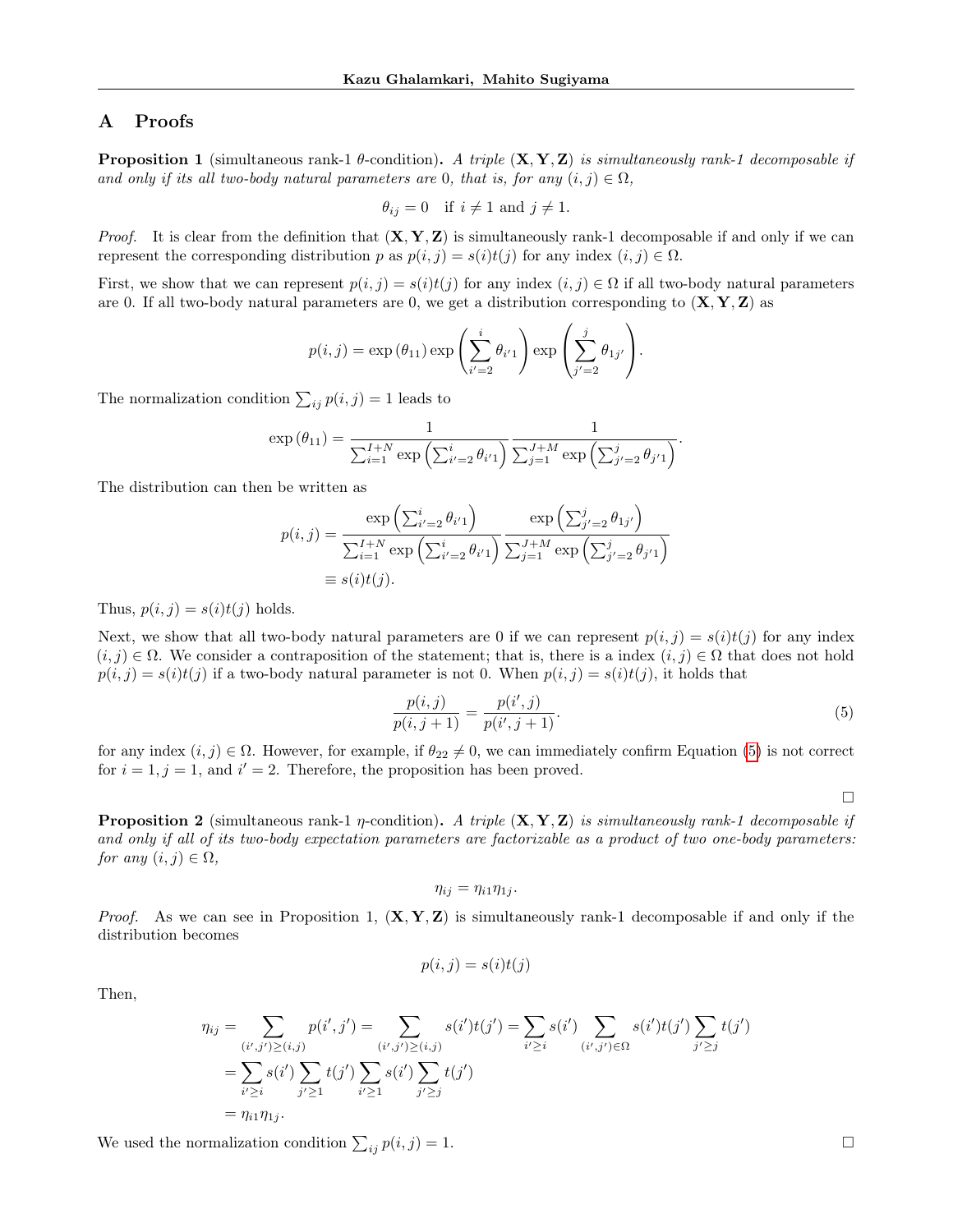# A Proofs

**Proposition 1** (simultaneous rank-1 $\theta$-condition)**.** *A triple* $(\mathbf{X}, \mathbf{Y}, \mathbf{Z})$ *is simultaneously rank-1 decomposable if and only if its all two-body natural parameters are 0, that is, for any* $(i, j) \in \Omega$,

$$\theta_{ij} = 0 \quad \text{if } i \neq 1 \text{ and } j \neq 1.$$

*Proof.* It is clear from the definition that $(\mathbf{X}, \mathbf{Y}, \mathbf{Z})$ is simultaneously rank-1 decomposable if and only if we can represent the corresponding distribution $p$ as $p(i, j) = s(i)t(j)$ for any index $(i, j) \in \Omega$.

First, we show that we can represent $p(i, j) = s(i)t(j)$ for any index $(i, j) \in \Omega$ if all two-body natural parameters are 0. If all two-body natural parameters are 0, we get a distribution corresponding to $(\mathbf{X}, \mathbf{Y}, \mathbf{Z})$ as

$$p(i, j) = \exp(\theta_{11}) \exp\left(\sum_{i'=2}^{i} \theta_{i'1}\right) \exp\left(\sum_{j'=2}^{j} \theta_{1j'}\right).$$

The normalization condition $\sum_{ij} p(i, j) = 1$ leads to

$$\exp(\theta_{11}) = \frac{1}{\sum_{i=1}^{I+N} \exp\left(\sum_{i'=2}^{i} \theta_{i'1}\right)} \frac{1}{\sum_{j=1}^{J+M} \exp\left(\sum_{j'=2}^{j} \theta_{j'1}\right)}.$$

The distribution can then be written as

$$\begin{aligned}
p(i, j) &= \frac{\exp\left(\sum_{i'=2}^{i} \theta_{i'1}\right)}{\sum_{i=1}^{I+N} \exp\left(\sum_{i'=2}^{i} \theta_{i'1}\right)} \frac{\exp\left(\sum_{j'=2}^{j} \theta_{1j'}\right)}{\sum_{j=1}^{J+M} \exp\left(\sum_{j'=2}^{j} \theta_{j'1}\right)} \\
&\equiv s(i)t(j).
\end{aligned}$$

Thus, $p(i, j) = s(i)t(j)$ holds.

Next, we show that all two-body natural parameters are 0 if we can represent $p(i, j) = s(i)t(j)$ for any index $(i, j) \in \Omega$. We consider a contraposition of the statement; that is, there is a index $(i, j) \in \Omega$ that does not hold $p(i, j) = s(i)t(j)$ if a two-body natural parameter is not 0. When $p(i, j) = s(i)t(j)$, it holds that

$$\frac{p(i, j)}{p(i, j+1)} = \frac{p(i', j)}{p(i', j+1)}. \tag{5}$$

for any index $(i, j) \in \Omega$. However, for example, if $\theta_{22} \neq 0$, we can immediately confirm Equation (5) is not correct for $i = 1, j = 1$, and $i' = 2$. Therefore, the proposition has been proved. □

**Proposition 2** (simultaneous rank-1 $\eta$-condition)**.** *A triple* $(\mathbf{X}, \mathbf{Y}, \mathbf{Z})$ *is simultaneously rank-1 decomposable if and only if all of its two-body expectation parameters are factorizable as a product of two one-body parameters: for any* $(i, j) \in \Omega$,

$$\eta_{ij} = \eta_{i1}\eta_{1j}.$$

*Proof.* As we can see in Proposition 1, $(\mathbf{X}, \mathbf{Y}, \mathbf{Z})$ is simultaneously rank-1 decomposable if and only if the distribution becomes

$$p(i, j) = s(i)t(j)$$

Then,

$$\begin{aligned}
\eta_{ij} &= \sum_{(i',j') \geq (i,j)} p(i', j') = \sum_{(i',j') \geq (i,j)} s(i')t(j') = \sum_{i' \geq i} s(i') \sum_{(i',j') \in \Omega} s(i')t(j') \sum_{j' \geq j} t(j') \\
&= \sum_{i' \geq i} s(i') \sum_{j' \geq 1} t(j') \sum_{i' \geq 1} s(i') \sum_{j' \geq j} t(j') \\
&= \eta_{i1}\eta_{1j}.
\end{aligned}$$

We used the normalization condition $\sum_{ij} p(i, j) = 1$. □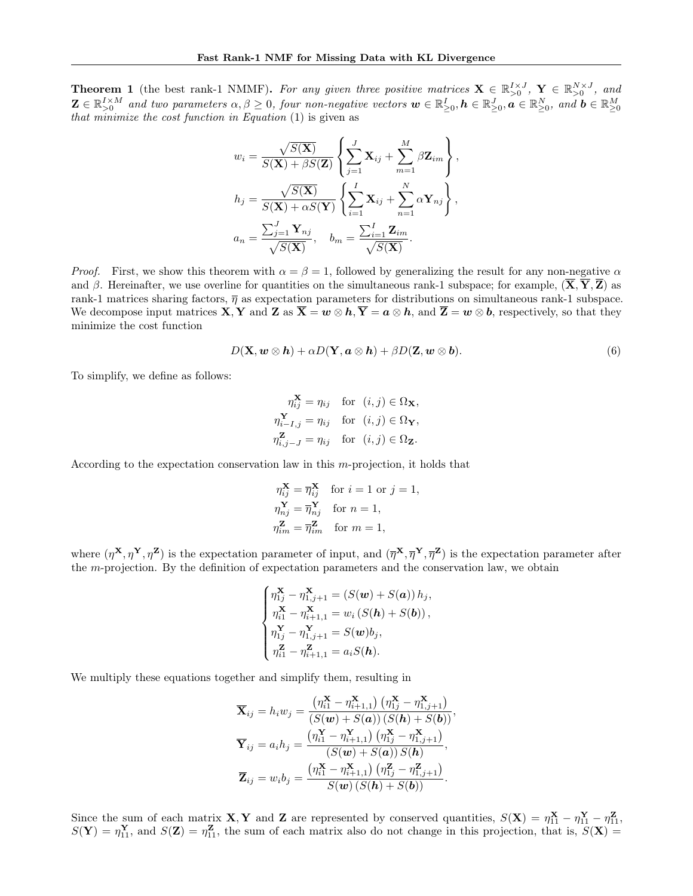**Theorem 1** (the best rank-1 NMMF)**.** *For any given three positive matrices $\mathbf{X} \in \mathbb{R}^{I\times J}_{>0}$, $\mathbf{Y} \in \mathbb{R}^{N\times J}_{>0}$, and $\mathbf{Z} \in \mathbb{R}^{I\times M}_{>0}$ and two parameters $\alpha, \beta \geq 0$, four non-negative vectors $\boldsymbol{w} \in \mathbb{R}^{I}_{\geq 0}, \boldsymbol{h} \in \mathbb{R}^{J}_{\geq 0}, \boldsymbol{a} \in \mathbb{R}^{N}_{\geq 0}$, and $\boldsymbol{b} \in \mathbb{R}^{M}_{\geq 0}$ that minimize the cost function in Equation* (1) *is given as*

$$
\begin{aligned}
w_i &= \frac{\sqrt{S(\mathbf{X})}}{S(\mathbf{X}) + \beta S(\mathbf{Z})} \left\{ \sum_{j=1}^{J} \mathbf{X}_{ij} + \sum_{m=1}^{M} \beta \mathbf{Z}_{im} \right\}, \\
h_j &= \frac{\sqrt{S(\mathbf{X})}}{S(\mathbf{X}) + \alpha S(\mathbf{Y})} \left\{ \sum_{i=1}^{I} \mathbf{X}_{ij} + \sum_{n=1}^{N} \alpha \mathbf{Y}_{nj} \right\}, \\
a_n &= \frac{\sum_{j=1}^{J} \mathbf{Y}_{nj}}{\sqrt{S(\mathbf{X})}}, \quad b_m = \frac{\sum_{i=1}^{I} \mathbf{Z}_{im}}{\sqrt{S(\mathbf{X})}}.
\end{aligned}
$$

*Proof.* First, we show this theorem with $\alpha = \beta = 1$, followed by generalizing the result for any non-negative $\alpha$ and $\beta$. Hereinafter, we use overline for quantities on the simultaneous rank-1 subspace; for example, $(\overline{\mathbf{X}}, \overline{\mathbf{Y}}, \overline{\mathbf{Z}})$ as rank-1 matrices sharing factors, $\overline{\eta}$ as expectation parameters for distributions on simultaneous rank-1 subspace. We decompose input matrices $\mathbf{X}, \mathbf{Y}$ and $\mathbf{Z}$ as $\overline{\mathbf{X}} = \boldsymbol{w} \otimes \boldsymbol{h}$, $\overline{\mathbf{Y}} = \boldsymbol{a} \otimes \boldsymbol{h}$, and $\overline{\mathbf{Z}} = \boldsymbol{w} \otimes \boldsymbol{b}$, respectively, so that they minimize the cost function

$$
D(\mathbf{X}, \boldsymbol{w} \otimes \boldsymbol{h}) + \alpha D(\mathbf{Y}, \boldsymbol{a} \otimes \boldsymbol{h}) + \beta D(\mathbf{Z}, \boldsymbol{w} \otimes \boldsymbol{b}). \tag{6}
$$

To simplify, we define as follows:

$$
\begin{aligned}
\eta^{\mathbf{X}}_{ij} &= \eta_{ij} \quad \text{for} \;\; (i,j) \in \Omega_{\mathbf{X}}, \\
\eta^{\mathbf{Y}}_{i-I,j} &= \eta_{ij} \quad \text{for} \;\; (i,j) \in \Omega_{\mathbf{Y}}, \\
\eta^{\mathbf{Z}}_{i,j-J} &= \eta_{ij} \quad \text{for} \;\; (i,j) \in \Omega_{\mathbf{Z}}.
\end{aligned}
$$

According to the expectation conservation law in this $m$-projection, it holds that

$$
\begin{aligned}
\eta^{\mathbf{X}}_{ij} &= \overline{\eta}^{\mathbf{X}}_{ij} \quad \text{for } i = 1 \text{ or } j = 1, \\
\eta^{\mathbf{Y}}_{nj} &= \overline{\eta}^{\mathbf{Y}}_{nj} \quad \text{for } n = 1, \\
\eta^{\mathbf{Z}}_{im} &= \overline{\eta}^{\mathbf{Z}}_{im} \quad \text{for } m = 1,
\end{aligned}
$$

where $(\eta^{\mathbf{X}}, \eta^{\mathbf{Y}}, \eta^{\mathbf{Z}})$ is the expectation parameter of input, and $(\overline{\eta}^{\mathbf{X}}, \overline{\eta}^{\mathbf{Y}}, \overline{\eta}^{\mathbf{Z}})$ is the expectation parameter after the $m$-projection. By the definition of expectation parameters and the conservation law, we obtain

$$
\begin{cases}
\eta^{\mathbf{X}}_{1j} - \eta^{\mathbf{X}}_{1,j+1} = \left(S(\boldsymbol{w}) + S(\boldsymbol{a})\right) h_j, \\
\eta^{\mathbf{X}}_{i1} - \eta^{\mathbf{X}}_{i+1,1} = w_i \left(S(\boldsymbol{h}) + S(\boldsymbol{b})\right), \\
\eta^{\mathbf{Y}}_{1j} - \eta^{\mathbf{Y}}_{1,j+1} = S(\boldsymbol{w}) b_j, \\
\eta^{\mathbf{Z}}_{i1} - \eta^{\mathbf{Z}}_{i+1,1} = a_i S(\boldsymbol{h}).
\end{cases}
$$

We multiply these equations together and simplify them, resulting in

$$
\begin{aligned}
\overline{\mathbf{X}}_{ij} = h_i w_j &= \frac{\left(\eta^{\mathbf{X}}_{i1} - \eta^{\mathbf{X}}_{i+1,1}\right)\left(\eta^{\mathbf{X}}_{1j} - \eta^{\mathbf{X}}_{1,j+1}\right)}{\left(S(\boldsymbol{w}) + S(\boldsymbol{a})\right)\left(S(\boldsymbol{h}) + S(\boldsymbol{b})\right)}, \\
\overline{\mathbf{Y}}_{ij} = a_i h_j &= \frac{\left(\eta^{\mathbf{Y}}_{i1} - \eta^{\mathbf{Y}}_{i+1,1}\right)\left(\eta^{\mathbf{X}}_{1j} - \eta^{\mathbf{X}}_{1,j+1}\right)}{\left(S(\boldsymbol{w}) + S(\boldsymbol{a})\right) S(\boldsymbol{h})}, \\
\overline{\mathbf{Z}}_{ij} = w_i b_j &= \frac{\left(\eta^{\mathbf{X}}_{i1} - \eta^{\mathbf{X}}_{i+1,1}\right)\left(\eta^{\mathbf{Z}}_{1j} - \eta^{\mathbf{Z}}_{1,j+1}\right)}{S(\boldsymbol{w})\left(S(\boldsymbol{h}) + S(\boldsymbol{b})\right)}.
\end{aligned}
$$

Since the sum of each matrix $\mathbf{X}, \mathbf{Y}$ and $\mathbf{Z}$ are represented by conserved quantities, $S(\mathbf{X}) = \eta^{\mathbf{X}}_{11} - \eta^{\mathbf{Y}}_{11} - \eta^{\mathbf{Z}}_{11}$, $S(\mathbf{Y}) = \eta^{\mathbf{Y}}_{11}$, and $S(\mathbf{Z}) = \eta^{\mathbf{Z}}_{11}$, the sum of each matrix also do not change in this projection, that is, $S(\mathbf{X}) =$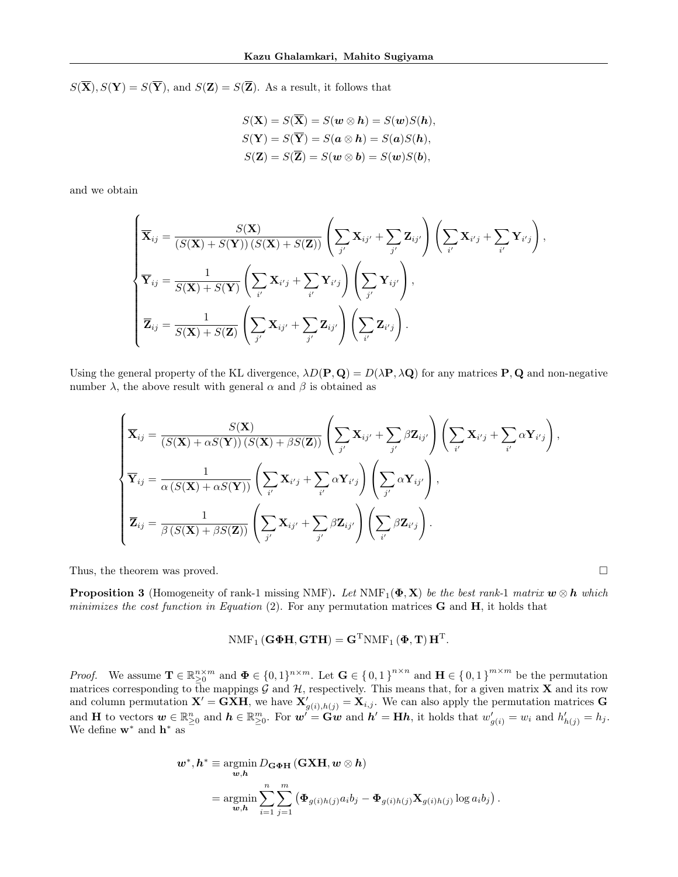$S(\overline{\mathbf{X}}), S(\mathbf{Y}) = S(\overline{\mathbf{Y}})$, and $S(\mathbf{Z}) = S(\overline{\mathbf{Z}})$. As a result, it follows that

$$
\begin{aligned}
S(\mathbf{X}) &= S(\overline{\mathbf{X}}) = S(\boldsymbol{w} \otimes \boldsymbol{h}) = S(\boldsymbol{w})S(\boldsymbol{h}), \\
S(\mathbf{Y}) &= S(\overline{\mathbf{Y}}) = S(\boldsymbol{a} \otimes \boldsymbol{h}) = S(\boldsymbol{a})S(\boldsymbol{h}), \\
S(\mathbf{Z}) &= S(\overline{\mathbf{Z}}) = S(\boldsymbol{w} \otimes \boldsymbol{b}) = S(\boldsymbol{w})S(\boldsymbol{b}),
\end{aligned}
$$

and we obtain

$$
\begin{cases}
\overline{\mathbf{X}}_{ij} = \dfrac{S(\mathbf{X})}{\left(S(\mathbf{X}) + S(\mathbf{Y})\right)\left(S(\mathbf{X}) + S(\mathbf{Z})\right)} \left( \sum_{j'} \mathbf{X}_{ij'} + \sum_{j'} \mathbf{Z}_{ij'} \right) \left( \sum_{i'} \mathbf{X}_{i'j} + \sum_{i'} \mathbf{Y}_{i'j} \right), \\
\overline{\mathbf{Y}}_{ij} = \dfrac{1}{S(\mathbf{X}) + S(\mathbf{Y})} \left( \sum_{i'} \mathbf{X}_{i'j} + \sum_{i'} \mathbf{Y}_{i'j} \right) \left( \sum_{j'} \mathbf{Y}_{ij'} \right), \\
\overline{\mathbf{Z}}_{ij} = \dfrac{1}{S(\mathbf{X}) + S(\mathbf{Z})} \left( \sum_{j'} \mathbf{X}_{ij'} + \sum_{j'} \mathbf{Z}_{ij'} \right) \left( \sum_{i'} \mathbf{Z}_{i'j} \right).
\end{cases}
$$

Using the general property of the KL divergence, $\lambda D(\mathbf{P}, \mathbf{Q}) = D(\lambda \mathbf{P}, \lambda \mathbf{Q})$ for any matrices $\mathbf{P}, \mathbf{Q}$ and non-negative number $\lambda$, the above result with general $\alpha$ and $\beta$ is obtained as

$$
\begin{cases}
\overline{\mathbf{X}}_{ij} = \dfrac{S(\mathbf{X})}{\left(S(\mathbf{X}) + \alpha S(\mathbf{Y})\right)\left(S(\mathbf{X}) + \beta S(\mathbf{Z})\right)} \left( \sum_{j'} \mathbf{X}_{ij'} + \sum_{j'} \beta \mathbf{Z}_{ij'} \right) \left( \sum_{i'} \mathbf{X}_{i'j} + \sum_{i'} \alpha \mathbf{Y}_{i'j} \right), \\
\overline{\mathbf{Y}}_{ij} = \dfrac{1}{\alpha \left(S(\mathbf{X}) + \alpha S(\mathbf{Y})\right)} \left( \sum_{i'} \mathbf{X}_{i'j} + \sum_{i'} \alpha \mathbf{Y}_{i'j} \right) \left( \sum_{j'} \alpha \mathbf{Y}_{ij'} \right), \\
\overline{\mathbf{Z}}_{ij} = \dfrac{1}{\beta \left(S(\mathbf{X}) + \beta S(\mathbf{Z})\right)} \left( \sum_{j'} \mathbf{X}_{ij'} + \sum_{j'} \beta \mathbf{Z}_{ij'} \right) \left( \sum_{i'} \beta \mathbf{Z}_{i'j} \right).
\end{cases}
$$

Thus, the theorem was proved. □

**Proposition 3** (Homogeneity of rank-1 missing NMF)**.** *Let* $\mathrm{NMF}_1(\mathbf{\Phi}, \mathbf{X})$ *be the best rank-1 matrix* $\boldsymbol{w} \otimes \boldsymbol{h}$ *which minimizes the cost function in Equation* (2)*. For any permutation matrices* $\mathbf{G}$ *and* $\mathbf{H}$*, it holds that*

$$
\mathrm{NMF}_1\left(\mathbf{G\Phi H}, \mathbf{GTH}\right) = \mathbf{G}^{\mathrm{T}} \mathrm{NMF}_1\left(\mathbf{\Phi}, \mathbf{T}\right) \mathbf{H}^{\mathrm{T}}.
$$

*Proof.* We assume $\mathbf{T} \in \mathbb{R}_{\geq 0}^{n \times m}$ and $\mathbf{\Phi} \in \{0,1\}^{n \times m}$. Let $\mathbf{G} \in \{0,1\}^{n \times n}$ and $\mathbf{H} \in \{0,1\}^{m \times m}$ be the permutation matrices corresponding to the mappings $\mathcal{G}$ and $\mathcal{H}$, respectively. This means that, for a given matrix $\mathbf{X}$ and its row and column permutation $\mathbf{X}' = \mathbf{GXH}$, we have $\mathbf{X}'_{g(i),h(j)} = \mathbf{X}_{i,j}$. We can also apply the permutation matrices $\mathbf{G}$ and $\mathbf{H}$ to vectors $\boldsymbol{w} \in \mathbb{R}_{\geq 0}^{n}$ and $\boldsymbol{h} \in \mathbb{R}_{\geq 0}^{m}$. For $\boldsymbol{w}' = \mathbf{G}\boldsymbol{w}$ and $\boldsymbol{h}' = \mathbf{H}\boldsymbol{h}$, it holds that $w'_{g(i)} = w_i$ and $h'_{h(j)} = h_j$. We define $\mathbf{w}^*$ and $\mathbf{h}^*$ as

$$
\begin{aligned}
\boldsymbol{w}^*, \boldsymbol{h}^* &\equiv \operatorname*{argmin}_{\boldsymbol{w}, \boldsymbol{h}} D_{\mathbf{G\Phi H}}\left(\mathbf{GXH}, \boldsymbol{w} \otimes \boldsymbol{h}\right) \\
&= \operatorname*{argmin}_{\boldsymbol{w}, \boldsymbol{h}} \sum_{i=1}^{n} \sum_{j=1}^{m} \left( \mathbf{\Phi}_{g(i)h(j)} a_i b_j - \mathbf{\Phi}_{g(i)h(j)} \mathbf{X}_{g(i)h(j)} \log a_i b_j \right).
\end{aligned}
$$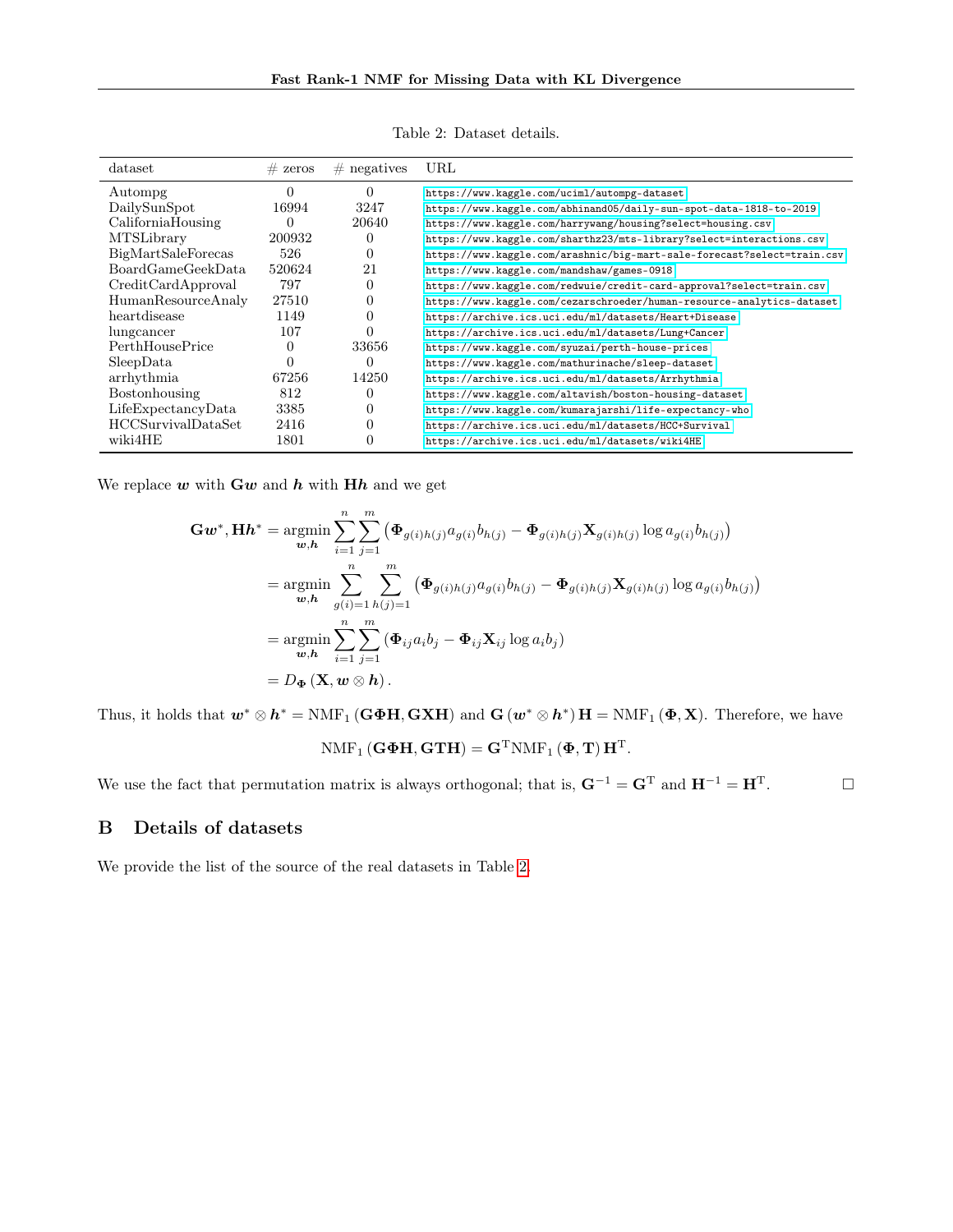Table 2: Dataset details.

| dataset | # zeros | # negatives | URL |
|---|---|---|---|
| Autompg | 0 | 0 | https://www.kaggle.com/uciml/autompg-dataset |
| DailySunSpot | 16994 | 3247 | https://www.kaggle.com/abhinand05/daily-sun-spot-data-1818-to-2019 |
| CaliforniaHousing | 0 | 20640 | https://www.kaggle.com/harrywang/housing?select=housing.csv |
| MTSLibrary | 200932 | 0 | https://www.kaggle.com/sharthz23/mts-library?select=interactions.csv |
| BigMartSaleForecas | 526 | 0 | https://www.kaggle.com/arashnic/big-mart-sale-forecast?select=train.csv |
| BoardGameGeekData | 520624 | 21 | https://www.kaggle.com/mandshaw/games-0918 |
| CreditCardApproval | 797 | 0 | https://www.kaggle.com/redwuie/credit-card-approval?select=train.csv |
| HumanResourceAnaly | 27510 | 0 | https://www.kaggle.com/cezarschroeder/human-resource-analytics-dataset |
| heartdisease | 1149 | 0 | https://archive.ics.uci.edu/ml/datasets/Heart+Disease |
| lungcancer | 107 | 0 | https://archive.ics.uci.edu/ml/datasets/Lung+Cancer |
| PerthHousePrice | 0 | 33656 | https://www.kaggle.com/syuzai/perth-house-prices |
| SleepData | 0 | 0 | https://www.kaggle.com/mathurinache/sleep-dataset |
| arrhythmia | 67256 | 14250 | https://archive.ics.uci.edu/ml/datasets/Arrhythmia |
| Bostonhousing | 812 | 0 | https://www.kaggle.com/altavish/boston-housing-dataset |
| LifeExpectancyData | 3385 | 0 | https://www.kaggle.com/kumarajarshi/life-expectancy-who |
| HCCSurvivalDataSet | 2416 | 0 | https://archive.ics.uci.edu/ml/datasets/HCC+Survival |
| wiki4HE | 1801 | 0 | https://archive.ics.uci.edu/ml/datasets/wiki4HE |

We replace $\boldsymbol{w}$ with $\mathbf{G}\boldsymbol{w}$ and $\boldsymbol{h}$ with $\mathbf{H}\boldsymbol{h}$ and we get

$$
\begin{aligned}
\mathbf{G}\boldsymbol{w}^*, \mathbf{H}\boldsymbol{h}^* &= \underset{\boldsymbol{w},\boldsymbol{h}}{\operatorname{argmin}} \sum_{i=1}^{n}\sum_{j=1}^{m} \left( \mathbf{\Phi}_{g(i)h(j)} a_{g(i)} b_{h(j)} - \mathbf{\Phi}_{g(i)h(j)} \mathbf{X}_{g(i)h(j)} \log a_{g(i)} b_{h(j)} \right) \\
&= \underset{\boldsymbol{w},\boldsymbol{h}}{\operatorname{argmin}} \sum_{g(i)=1}^{n}\sum_{h(j)=1}^{m} \left( \mathbf{\Phi}_{g(i)h(j)} a_{g(i)} b_{h(j)} - \mathbf{\Phi}_{g(i)h(j)} \mathbf{X}_{g(i)h(j)} \log a_{g(i)} b_{h(j)} \right) \\
&= \underset{\boldsymbol{w},\boldsymbol{h}}{\operatorname{argmin}} \sum_{i=1}^{n}\sum_{j=1}^{m} \left( \mathbf{\Phi}_{ij} a_i b_j - \mathbf{\Phi}_{ij} \mathbf{X}_{ij} \log a_i b_j \right) \\
&= D_{\mathbf{\Phi}} \left( \mathbf{X}, \boldsymbol{w} \otimes \boldsymbol{h} \right).
\end{aligned}
$$

Thus, it holds that $\boldsymbol{w}^* \otimes \boldsymbol{h}^* = \mathrm{NMF}_1 \left( \mathbf{G\Phi H}, \mathbf{GXH} \right)$ and $\mathbf{G} \left( \boldsymbol{w}^* \otimes \boldsymbol{h}^* \right) \mathbf{H} = \mathrm{NMF}_1 \left( \mathbf{\Phi}, \mathbf{X} \right)$. Therefore, we have

$$
\mathrm{NMF}_1 \left( \mathbf{G\Phi H}, \mathbf{GTH} \right) = \mathbf{G}^{\mathrm{T}} \mathrm{NMF}_1 \left( \mathbf{\Phi}, \mathbf{T} \right) \mathbf{H}^{\mathrm{T}}.
$$

We use the fact that permutation matrix is always orthogonal; that is, $\mathbf{G}^{-1} = \mathbf{G}^{\mathrm{T}}$ and $\mathbf{H}^{-1} = \mathbf{H}^{\mathrm{T}}$. □

## B Details of datasets

We provide the list of the source of the real datasets in Table 2.